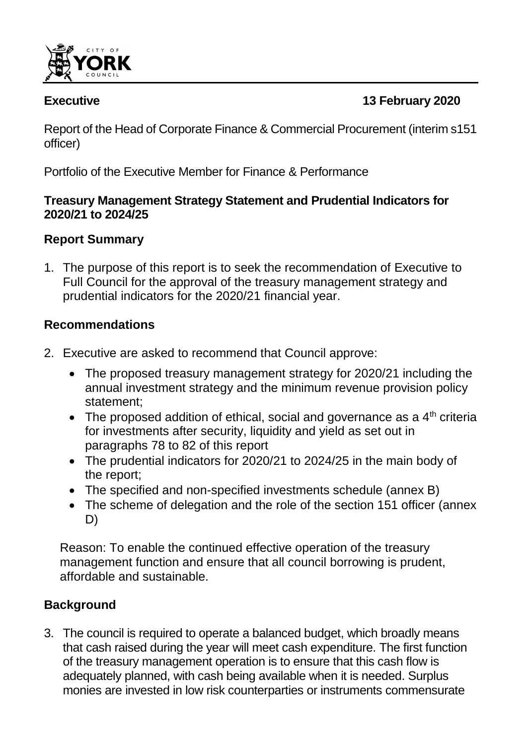CITY OF YORK COUNCIL

**Executive** **13 February 2020**

Report of the Head of Corporate Finance & Commercial Procurement (interim s151 officer)

Portfolio of the Executive Member for Finance & Performance

**Treasury Management Strategy Statement and Prudential Indicators for 2020/21 to 2024/25**

## Report Summary

1. The purpose of this report is to seek the recommendation of Executive to Full Council for the approval of the treasury management strategy and prudential indicators for the 2020/21 financial year.

## Recommendations

2. Executive are asked to recommend that Council approve:
   - The proposed treasury management strategy for 2020/21 including the annual investment strategy and the minimum revenue provision policy statement;
   - The proposed addition of ethical, social and governance as a 4th criteria for investments after security, liquidity and yield as set out in paragraphs 78 to 82 of this report
   - The prudential indicators for 2020/21 to 2024/25 in the main body of the report;
   - The specified and non-specified investments schedule (annex B)
   - The scheme of delegation and the role of the section 151 officer (annex D)

   Reason: To enable the continued effective operation of the treasury management function and ensure that all council borrowing is prudent, affordable and sustainable.

## Background

3. The council is required to operate a balanced budget, which broadly means that cash raised during the year will meet cash expenditure. The first function of the treasury management operation is to ensure that this cash flow is adequately planned, with cash being available when it is needed. Surplus monies are invested in low risk counterparties or instruments commensurate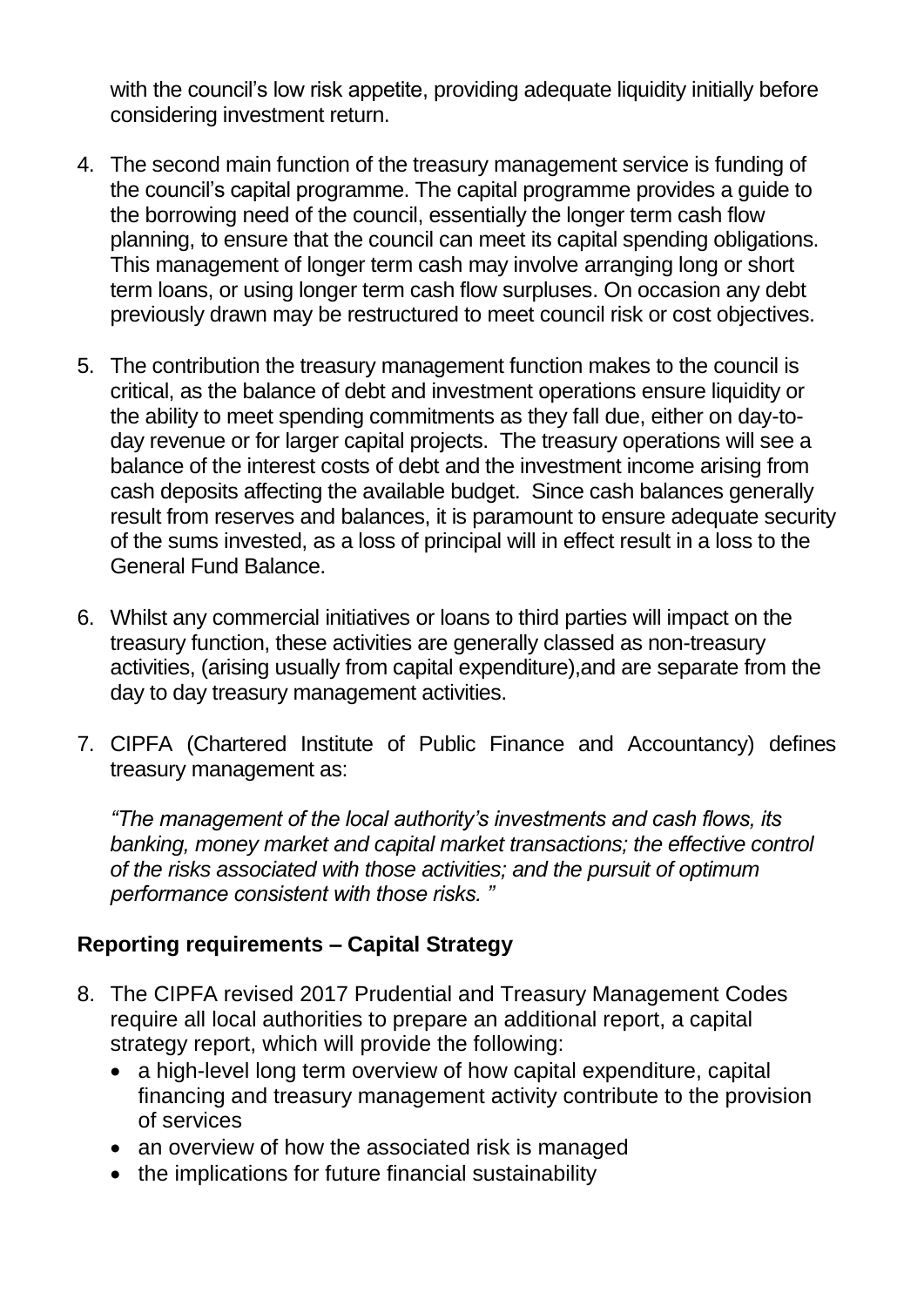with the council's low risk appetite, providing adequate liquidity initially before considering investment return.

4. The second main function of the treasury management service is funding of the council's capital programme. The capital programme provides a guide to the borrowing need of the council, essentially the longer term cash flow planning, to ensure that the council can meet its capital spending obligations. This management of longer term cash may involve arranging long or short term loans, or using longer term cash flow surpluses. On occasion any debt previously drawn may be restructured to meet council risk or cost objectives.

5. The contribution the treasury management function makes to the council is critical, as the balance of debt and investment operations ensure liquidity or the ability to meet spending commitments as they fall due, either on day-to-day revenue or for larger capital projects. The treasury operations will see a balance of the interest costs of debt and the investment income arising from cash deposits affecting the available budget. Since cash balances generally result from reserves and balances, it is paramount to ensure adequate security of the sums invested, as a loss of principal will in effect result in a loss to the General Fund Balance.

6. Whilst any commercial initiatives or loans to third parties will impact on the treasury function, these activities are generally classed as non-treasury activities, (arising usually from capital expenditure),and are separate from the day to day treasury management activities.

7. CIPFA (Chartered Institute of Public Finance and Accountancy) defines treasury management as:

   *"The management of the local authority's investments and cash flows, its banking, money market and capital market transactions; the effective control of the risks associated with those activities; and the pursuit of optimum performance consistent with those risks. "*

## Reporting requirements – Capital Strategy

8. The CIPFA revised 2017 Prudential and Treasury Management Codes require all local authorities to prepare an additional report, a capital strategy report, which will provide the following:
   - a high-level long term overview of how capital expenditure, capital financing and treasury management activity contribute to the provision of services
   - an overview of how the associated risk is managed
   - the implications for future financial sustainability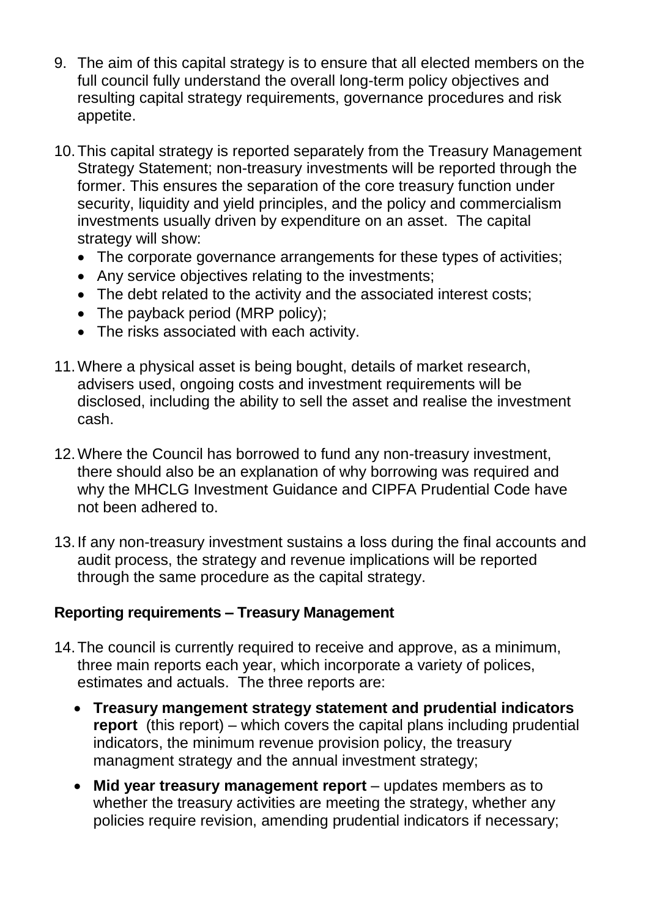9. The aim of this capital strategy is to ensure that all elected members on the full council fully understand the overall long-term policy objectives and resulting capital strategy requirements, governance procedures and risk appetite.

10. This capital strategy is reported separately from the Treasury Management Strategy Statement; non-treasury investments will be reported through the former. This ensures the separation of the core treasury function under security, liquidity and yield principles, and the policy and commercialism investments usually driven by expenditure on an asset. The capital strategy will show:
    - The corporate governance arrangements for these types of activities;
    - Any service objectives relating to the investments;
    - The debt related to the activity and the associated interest costs;
    - The payback period (MRP policy);
    - The risks associated with each activity.

11. Where a physical asset is being bought, details of market research, advisers used, ongoing costs and investment requirements will be disclosed, including the ability to sell the asset and realise the investment cash.

12. Where the Council has borrowed to fund any non-treasury investment, there should also be an explanation of why borrowing was required and why the MHCLG Investment Guidance and CIPFA Prudential Code have not been adhered to.

13. If any non-treasury investment sustains a loss during the final accounts and audit process, the strategy and revenue implications will be reported through the same procedure as the capital strategy.

### Reporting requirements – Treasury Management

14. The council is currently required to receive and approve, as a minimum, three main reports each year, which incorporate a variety of polices, estimates and actuals. The three reports are:
    - **Treasury mangement strategy statement and prudential indicators report** (this report) – which covers the capital plans including prudential indicators, the minimum revenue provision policy, the treasury managment strategy and the annual investment strategy;
    - **Mid year treasury management report** – updates members as to whether the treasury activities are meeting the strategy, whether any policies require revision, amending prudential indicators if necessary;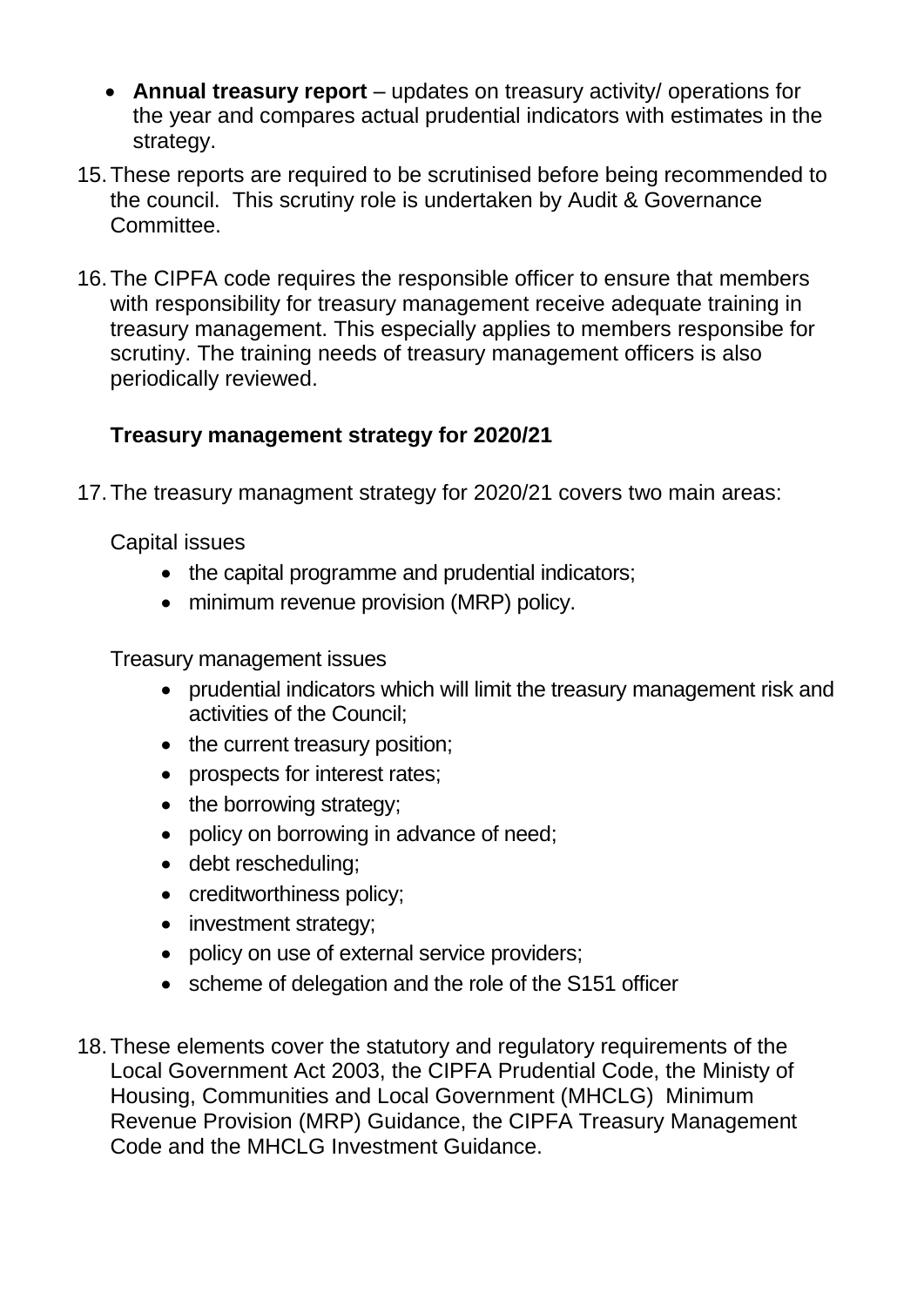- **Annual treasury report** – updates on treasury activity/ operations for the year and compares actual prudential indicators with estimates in the strategy.

15. These reports are required to be scrutinised before being recommended to the council. This scrutiny role is undertaken by Audit & Governance Committee.

16. The CIPFA code requires the responsible officer to ensure that members with responsibility for treasury management receive adequate training in treasury management. This especially applies to members responsibe for scrutiny. The training needs of treasury management officers is also periodically reviewed.

### Treasury management strategy for 2020/21

17. The treasury managment strategy for 2020/21 covers two main areas:

    Capital issues

    - the capital programme and prudential indicators;
    - minimum revenue provision (MRP) policy.

    Treasury management issues

    - prudential indicators which will limit the treasury management risk and activities of the Council;
    - the current treasury position;
    - prospects for interest rates;
    - the borrowing strategy;
    - policy on borrowing in advance of need;
    - debt rescheduling;
    - creditworthiness policy;
    - investment strategy;
    - policy on use of external service providers;
    - scheme of delegation and the role of the S151 officer

18. These elements cover the statutory and regulatory requirements of the Local Government Act 2003, the CIPFA Prudential Code, the Ministy of Housing, Communities and Local Government (MHCLG) Minimum Revenue Provision (MRP) Guidance, the CIPFA Treasury Management Code and the MHCLG Investment Guidance.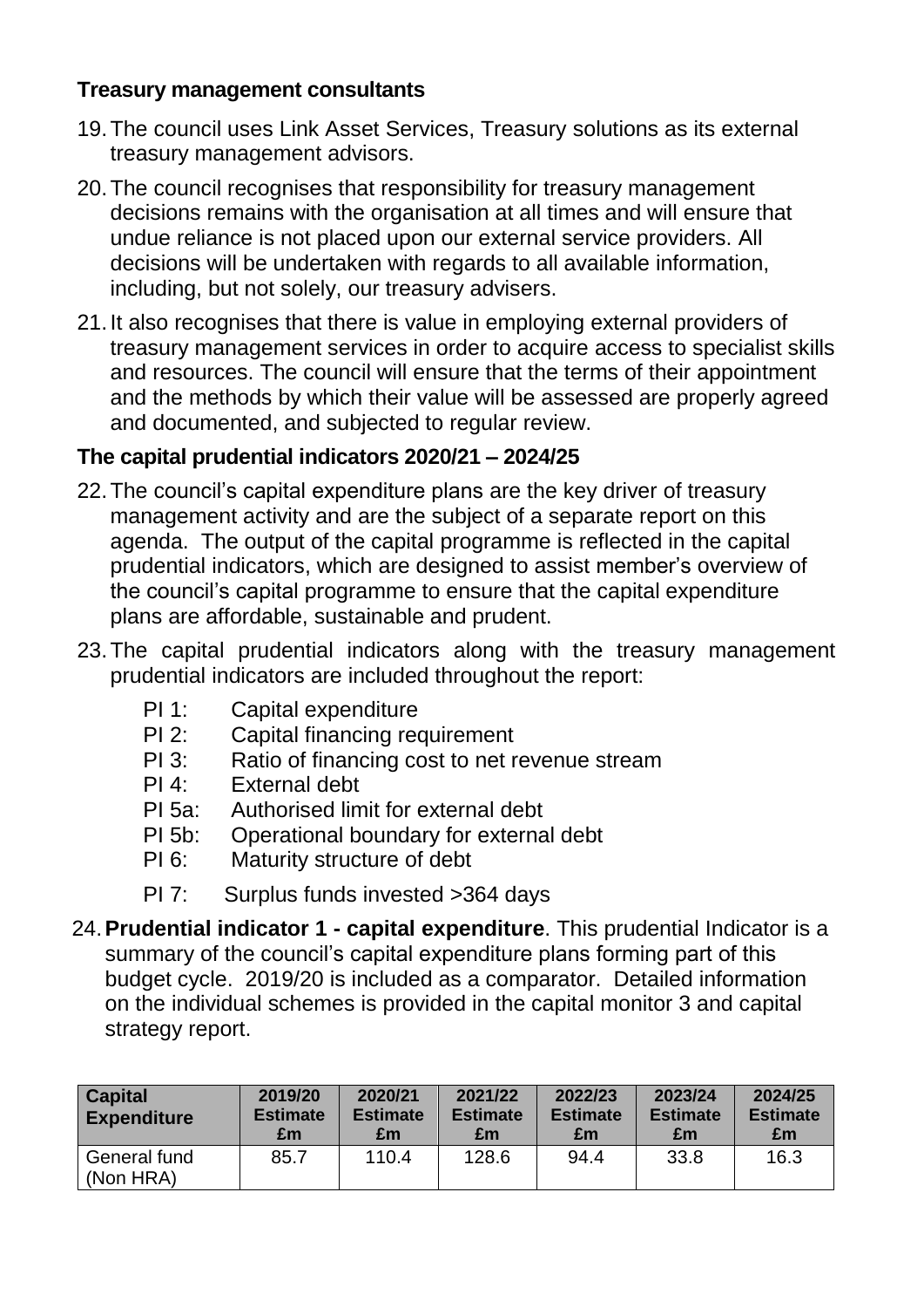**Treasury management consultants**

19. The council uses Link Asset Services, Treasury solutions as its external treasury management advisors.

20. The council recognises that responsibility for treasury management decisions remains with the organisation at all times and will ensure that undue reliance is not placed upon our external service providers. All decisions will be undertaken with regards to all available information, including, but not solely, our treasury advisers.

21. It also recognises that there is value in employing external providers of treasury management services in order to acquire access to specialist skills and resources. The council will ensure that the terms of their appointment and the methods by which their value will be assessed are properly agreed and documented, and subjected to regular review.

**The capital prudential indicators 2020/21 – 2024/25**

22. The council's capital expenditure plans are the key driver of treasury management activity and are the subject of a separate report on this agenda. The output of the capital programme is reflected in the capital prudential indicators, which are designed to assist member's overview of the council's capital programme to ensure that the capital expenditure plans are affordable, sustainable and prudent.

23. The capital prudential indicators along with the treasury management prudential indicators are included throughout the report:

    - PI 1: Capital expenditure
    - PI 2: Capital financing requirement
    - PI 3: Ratio of financing cost to net revenue stream
    - PI 4: External debt
    - PI 5a: Authorised limit for external debt
    - PI 5b: Operational boundary for external debt
    - PI 6: Maturity structure of debt
    - PI 7: Surplus funds invested >364 days

24. **Prudential indicator 1 - capital expenditure**. This prudential Indicator is a summary of the council's capital expenditure plans forming part of this budget cycle. 2019/20 is included as a comparator. Detailed information on the individual schemes is provided in the capital monitor 3 and capital strategy report.

| Capital Expenditure | 2019/20 Estimate £m | 2020/21 Estimate £m | 2021/22 Estimate £m | 2022/23 Estimate £m | 2023/24 Estimate £m | 2024/25 Estimate £m |
|---|---|---|---|---|---|---|
| General fund (Non HRA) | 85.7 | 110.4 | 128.6 | 94.4 | 33.8 | 16.3 |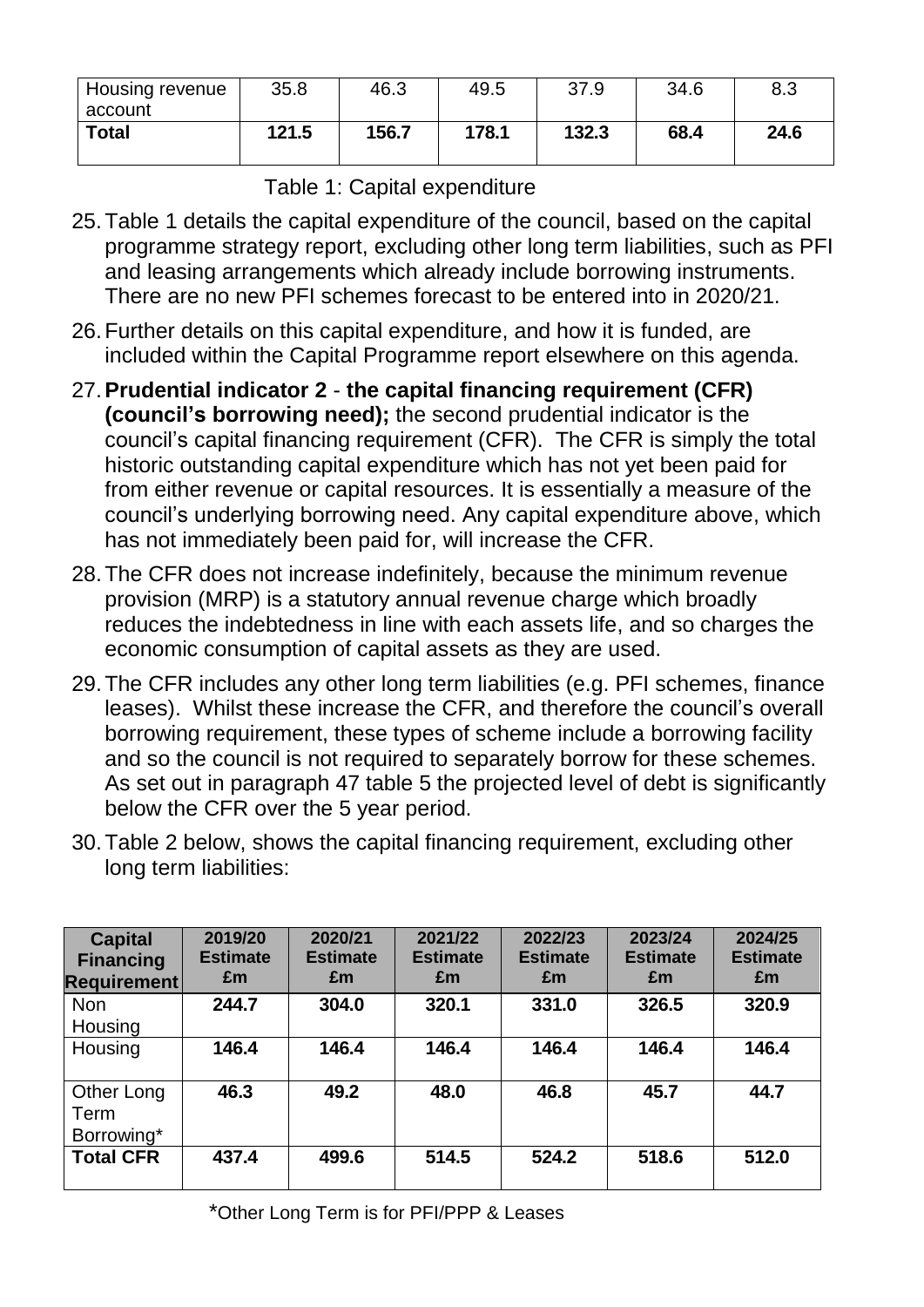| Housing revenue account | 35.8 | 46.3 | 49.5 | 37.9 | 34.6 | 8.3 |
|---|---|---|---|---|---|---|
| **Total** | **121.5** | **156.7** | **178.1** | **132.3** | **68.4** | **24.6** |

Table 1: Capital expenditure

25. Table 1 details the capital expenditure of the council, based on the capital programme strategy report, excluding other long term liabilities, such as PFI and leasing arrangements which already include borrowing instruments. There are no new PFI schemes forecast to be entered into in 2020/21.

26. Further details on this capital expenditure, and how it is funded, are included within the Capital Programme report elsewhere on this agenda.

27. **Prudential indicator 2** - **the capital financing requirement (CFR) (council's borrowing need);** the second prudential indicator is the council's capital financing requirement (CFR). The CFR is simply the total historic outstanding capital expenditure which has not yet been paid for from either revenue or capital resources. It is essentially a measure of the council's underlying borrowing need. Any capital expenditure above, which has not immediately been paid for, will increase the CFR.

28. The CFR does not increase indefinitely, because the minimum revenue provision (MRP) is a statutory annual revenue charge which broadly reduces the indebtedness in line with each assets life, and so charges the economic consumption of capital assets as they are used.

29. The CFR includes any other long term liabilities (e.g. PFI schemes, finance leases). Whilst these increase the CFR, and therefore the council's overall borrowing requirement, these types of scheme include a borrowing facility and so the council is not required to separately borrow for these schemes. As set out in paragraph 47 table 5 the projected level of debt is significantly below the CFR over the 5 year period.

30. Table 2 below, shows the capital financing requirement, excluding other long term liabilities:

| Capital Financing Requirement | 2019/20 Estimate £m | 2020/21 Estimate £m | 2021/22 Estimate £m | 2022/23 Estimate £m | 2023/24 Estimate £m | 2024/25 Estimate £m |
|---|---|---|---|---|---|---|
| Non Housing | **244.7** | **304.0** | **320.1** | **331.0** | **326.5** | **320.9** |
| Housing | **146.4** | **146.4** | **146.4** | **146.4** | **146.4** | **146.4** |
| Other Long Term Borrowing* | **46.3** | **49.2** | **48.0** | **46.8** | **45.7** | **44.7** |
| **Total CFR** | **437.4** | **499.6** | **514.5** | **524.2** | **518.6** | **512.0** |

*Other Long Term is for PFI/PPP & Leases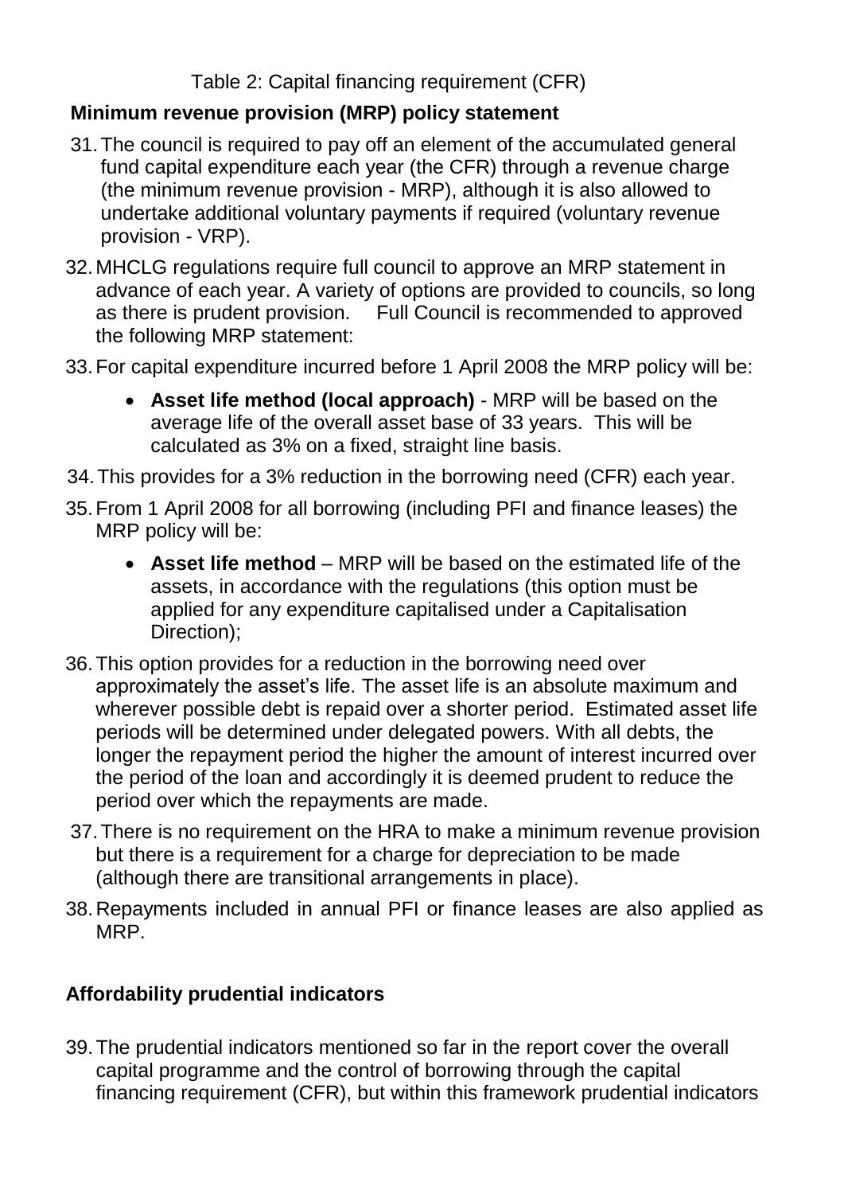Table 2: Capital financing requirement (CFR)

**Minimum revenue provision (MRP) policy statement**

31. The council is required to pay off an element of the accumulated general fund capital expenditure each year (the CFR) through a revenue charge (the minimum revenue provision - MRP), although it is also allowed to undertake additional voluntary payments if required (voluntary revenue provision - VRP).
32. MHCLG regulations require full council to approve an MRP statement in advance of each year. A variety of options are provided to councils, so long as there is prudent provision. Full Council is recommended to approved the following MRP statement:
33. For capital expenditure incurred before 1 April 2008 the MRP policy will be:
    - **Asset life method (local approach)** - MRP will be based on the average life of the overall asset base of 33 years. This will be calculated as 3% on a fixed, straight line basis.
34. This provides for a 3% reduction in the borrowing need (CFR) each year.
35. From 1 April 2008 for all borrowing (including PFI and finance leases) the MRP policy will be:
    - **Asset life method** – MRP will be based on the estimated life of the assets, in accordance with the regulations (this option must be applied for any expenditure capitalised under a Capitalisation Direction);
36. This option provides for a reduction in the borrowing need over approximately the asset's life. The asset life is an absolute maximum and wherever possible debt is repaid over a shorter period. Estimated asset life periods will be determined under delegated powers. With all debts, the longer the repayment period the higher the amount of interest incurred over the period of the loan and accordingly it is deemed prudent to reduce the period over which the repayments are made.
37. There is no requirement on the HRA to make a minimum revenue provision but there is a requirement for a charge for depreciation to be made (although there are transitional arrangements in place).
38. Repayments included in annual PFI or finance leases are also applied as MRP.

**Affordability prudential indicators**

39. The prudential indicators mentioned so far in the report cover the overall capital programme and the control of borrowing through the capital financing requirement (CFR), but within this framework prudential indicators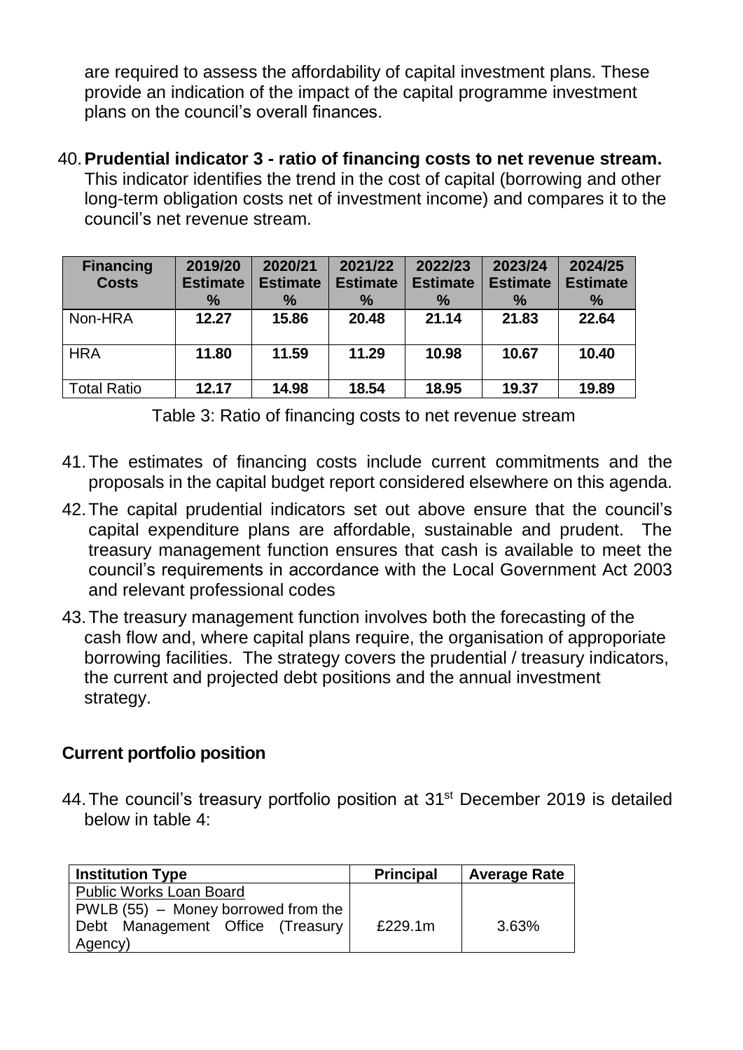are required to assess the affordability of capital investment plans. These provide an indication of the impact of the capital programme investment plans on the council's overall finances.

40. **Prudential indicator 3 - ratio of financing costs to net revenue stream.** This indicator identifies the trend in the cost of capital (borrowing and other long-term obligation costs net of investment income) and compares it to the council's net revenue stream.

| Financing Costs | 2019/20 Estimate % | 2020/21 Estimate % | 2021/22 Estimate % | 2022/23 Estimate % | 2023/24 Estimate % | 2024/25 Estimate % |
|---|---|---|---|---|---|---|
| Non-HRA | **12.27** | **15.86** | **20.48** | **21.14** | **21.83** | **22.64** |
| HRA | **11.80** | **11.59** | **11.29** | **10.98** | **10.67** | **10.40** |
| Total Ratio | **12.17** | **14.98** | **18.54** | **18.95** | **19.37** | **19.89** |

Table 3: Ratio of financing costs to net revenue stream

41. The estimates of financing costs include current commitments and the proposals in the capital budget report considered elsewhere on this agenda.

42. The capital prudential indicators set out above ensure that the council's capital expenditure plans are affordable, sustainable and prudent. The treasury management function ensures that cash is available to meet the council's requirements in accordance with the Local Government Act 2003 and relevant professional codes

43. The treasury management function involves both the forecasting of the cash flow and, where capital plans require, the organisation of approporiate borrowing facilities. The strategy covers the prudential / treasury indicators, the current and projected debt positions and the annual investment strategy.

**Current portfolio position**

44. The council's treasury portfolio position at 31st December 2019 is detailed below in table 4:

| Institution Type | Principal | Average Rate |
|---|---|---|
| Public Works Loan Board<br>PWLB (55) – Money borrowed from the Debt Management Office (Treasury Agency) | £229.1m | 3.63% |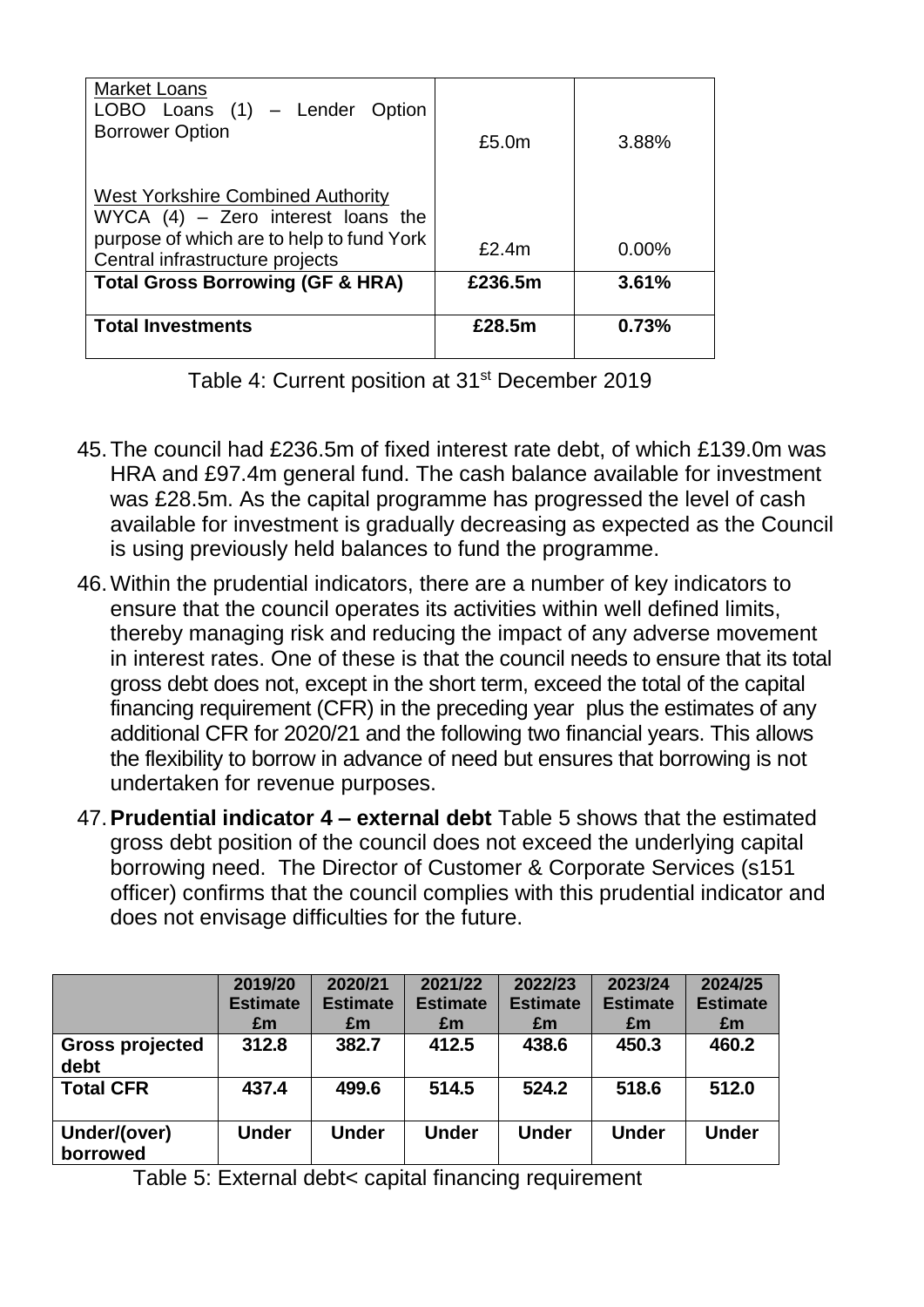| | | |
|---|---|---|
| Market Loans<br>LOBO Loans (1) – Lender Option Borrower Option | £5.0m | 3.88% |
| West Yorkshire Combined Authority<br>WYCA (4) – Zero interest loans the purpose of which are to help to fund York Central infrastructure projects | £2.4m | 0.00% |
| **Total Gross Borrowing (GF & HRA)** | **£236.5m** | **3.61%** |
| **Total Investments** | **£28.5m** | **0.73%** |

Table 4: Current position at 31st December 2019

45. The council had £236.5m of fixed interest rate debt, of which £139.0m was HRA and £97.4m general fund. The cash balance available for investment was £28.5m. As the capital programme has progressed the level of cash available for investment is gradually decreasing as expected as the Council is using previously held balances to fund the programme.

46. Within the prudential indicators, there are a number of key indicators to ensure that the council operates its activities within well defined limits, thereby managing risk and reducing the impact of any adverse movement in interest rates. One of these is that the council needs to ensure that its total gross debt does not, except in the short term, exceed the total of the capital financing requirement (CFR) in the preceding year plus the estimates of any additional CFR for 2020/21 and the following two financial years. This allows the flexibility to borrow in advance of need but ensures that borrowing is not undertaken for revenue purposes.

47. **Prudential indicator 4 – external debt** Table 5 shows that the estimated gross debt position of the council does not exceed the underlying capital borrowing need. The Director of Customer & Corporate Services (s151 officer) confirms that the council complies with this prudential indicator and does not envisage difficulties for the future.

| | 2019/20 Estimate £m | 2020/21 Estimate £m | 2021/22 Estimate £m | 2022/23 Estimate £m | 2023/24 Estimate £m | 2024/25 Estimate £m |
|---|---|---|---|---|---|---|
| **Gross projected debt** | **312.8** | **382.7** | **412.5** | **438.6** | **450.3** | **460.2** |
| **Total CFR** | **437.4** | **499.6** | **514.5** | **524.2** | **518.6** | **512.0** |
| **Under/(over) borrowed** | **Under** | **Under** | **Under** | **Under** | **Under** | **Under** |

Table 5: External debt< capital financing requirement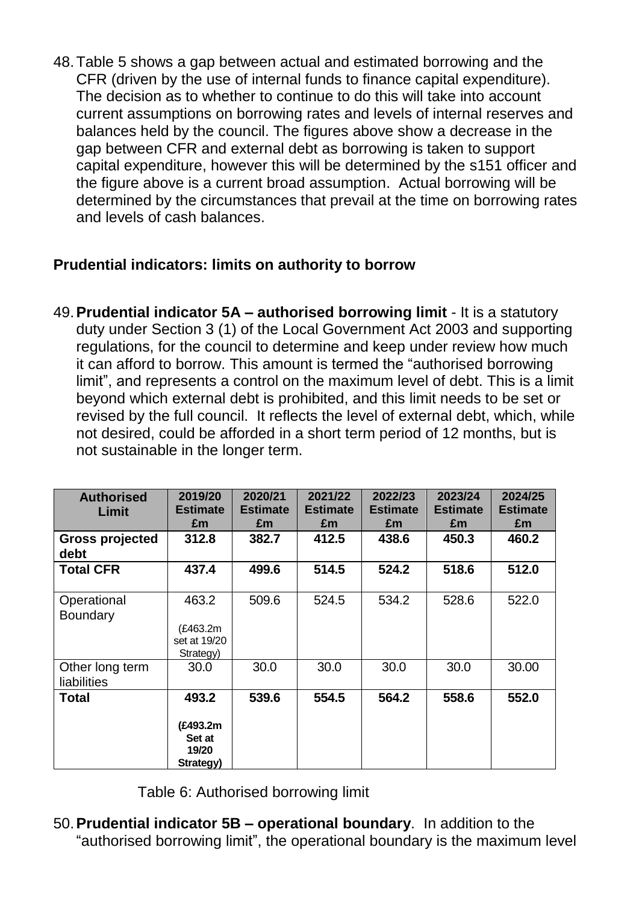48. Table 5 shows a gap between actual and estimated borrowing and the CFR (driven by the use of internal funds to finance capital expenditure). The decision as to whether to continue to do this will take into account current assumptions on borrowing rates and levels of internal reserves and balances held by the council. The figures above show a decrease in the gap between CFR and external debt as borrowing is taken to support capital expenditure, however this will be determined by the s151 officer and the figure above is a current broad assumption. Actual borrowing will be determined by the circumstances that prevail at the time on borrowing rates and levels of cash balances.

## Prudential indicators: limits on authority to borrow

49. **Prudential indicator 5A – authorised borrowing limit** - It is a statutory duty under Section 3 (1) of the Local Government Act 2003 and supporting regulations, for the council to determine and keep under review how much it can afford to borrow. This amount is termed the "authorised borrowing limit", and represents a control on the maximum level of debt. This is a limit beyond which external debt is prohibited, and this limit needs to be set or revised by the full council. It reflects the level of external debt, which, while not desired, could be afforded in a short term period of 12 months, but is not sustainable in the longer term.

| Authorised Limit | 2019/20 Estimate £m | 2020/21 Estimate £m | 2021/22 Estimate £m | 2022/23 Estimate £m | 2023/24 Estimate £m | 2024/25 Estimate £m |
|---|---|---|---|---|---|---|
| **Gross projected debt** | **312.8** | **382.7** | **412.5** | **438.6** | **450.3** | **460.2** |
| **Total CFR** | **437.4** | **499.6** | **514.5** | **524.2** | **518.6** | **512.0** |
| Operational Boundary | 463.2 (£463.2m set at 19/20 Strategy) | 509.6 | 524.5 | 534.2 | 528.6 | 522.0 |
| Other long term liabilities | 30.0 | 30.0 | 30.0 | 30.0 | 30.0 | 30.00 |
| **Total** | **493.2 (£493.2m Set at 19/20 Strategy)** | **539.6** | **554.5** | **564.2** | **558.6** | **552.0** |

Table 6: Authorised borrowing limit

50. **Prudential indicator 5B – operational boundary**. In addition to the "authorised borrowing limit", the operational boundary is the maximum level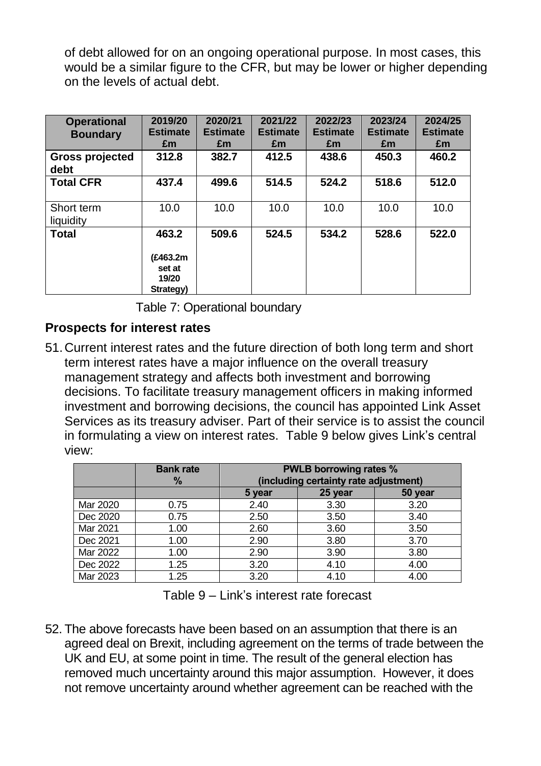of debt allowed for on an ongoing operational purpose. In most cases, this would be a similar figure to the CFR, but may be lower or higher depending on the levels of actual debt.

| Operational Boundary | 2019/20 Estimate £m | 2020/21 Estimate £m | 2021/22 Estimate £m | 2022/23 Estimate £m | 2023/24 Estimate £m | 2024/25 Estimate £m |
|---|---|---|---|---|---|---|
| **Gross projected debt** | **312.8** | **382.7** | **412.5** | **438.6** | **450.3** | **460.2** |
| **Total CFR** | **437.4** | **499.6** | **514.5** | **524.2** | **518.6** | **512.0** |
| Short term liquidity | 10.0 | 10.0 | 10.0 | 10.0 | 10.0 | 10.0 |
| **Total** | **463.2** (£463.2m set at 19/20 Strategy) | **509.6** | **524.5** | **534.2** | **528.6** | **522.0** |

Table 7: Operational boundary

## Prospects for interest rates

51. Current interest rates and the future direction of both long term and short term interest rates have a major influence on the overall treasury management strategy and affects both investment and borrowing decisions. To facilitate treasury management officers in making informed investment and borrowing decisions, the council has appointed Link Asset Services as its treasury adviser. Part of their service is to assist the council in formulating a view on interest rates. Table 9 below gives Link's central view:

| | Bank rate % | PWLB borrowing rates % (including certainty rate adjustment) | | |
|---|---|---|---|---|
| | | 5 year | 25 year | 50 year |
| Mar 2020 | 0.75 | 2.40 | 3.30 | 3.20 |
| Dec 2020 | 0.75 | 2.50 | 3.50 | 3.40 |
| Mar 2021 | 1.00 | 2.60 | 3.60 | 3.50 |
| Dec 2021 | 1.00 | 2.90 | 3.80 | 3.70 |
| Mar 2022 | 1.00 | 2.90 | 3.90 | 3.80 |
| Dec 2022 | 1.25 | 3.20 | 4.10 | 4.00 |
| Mar 2023 | 1.25 | 3.20 | 4.10 | 4.00 |

Table 9 – Link's interest rate forecast

52. The above forecasts have been based on an assumption that there is an agreed deal on Brexit, including agreement on the terms of trade between the UK and EU, at some point in time. The result of the general election has removed much uncertainty around this major assumption. However, it does not remove uncertainty around whether agreement can be reached with the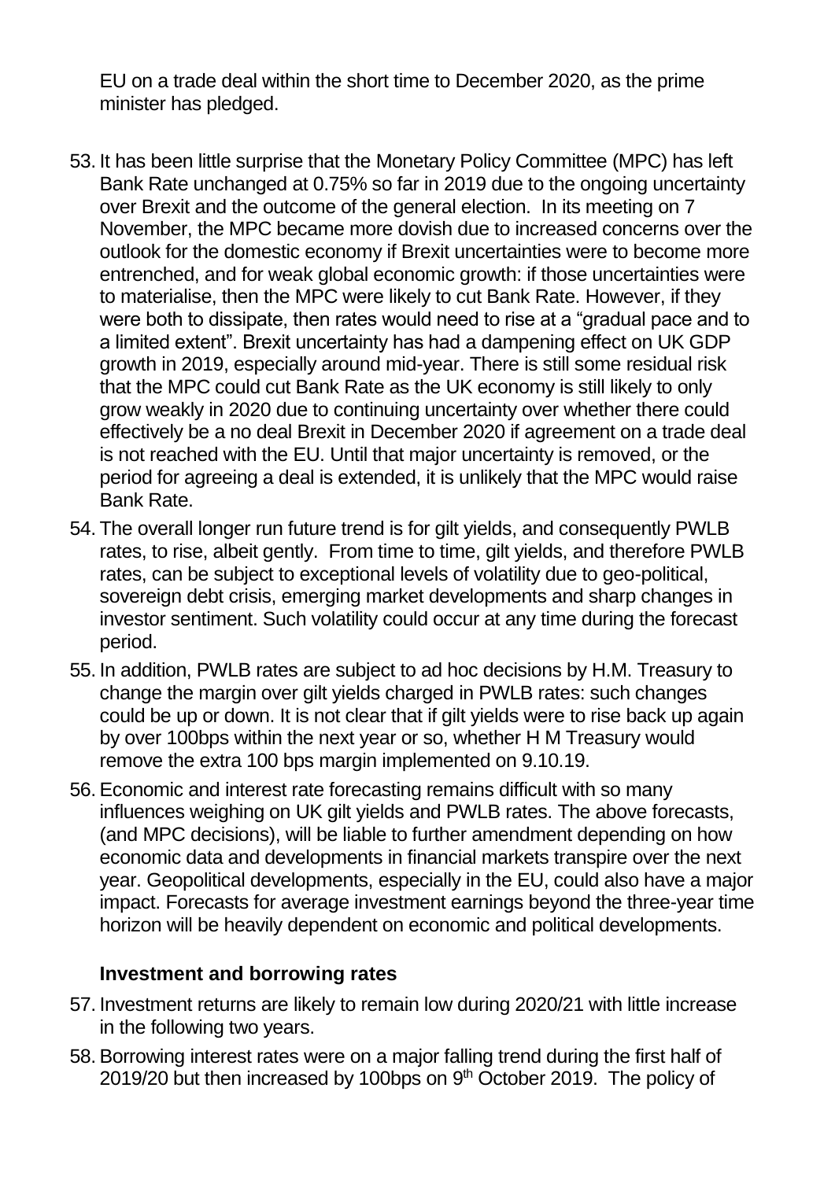EU on a trade deal within the short time to December 2020, as the prime minister has pledged.

53. It has been little surprise that the Monetary Policy Committee (MPC) has left Bank Rate unchanged at 0.75% so far in 2019 due to the ongoing uncertainty over Brexit and the outcome of the general election. In its meeting on 7 November, the MPC became more dovish due to increased concerns over the outlook for the domestic economy if Brexit uncertainties were to become more entrenched, and for weak global economic growth: if those uncertainties were to materialise, then the MPC were likely to cut Bank Rate. However, if they were both to dissipate, then rates would need to rise at a "gradual pace and to a limited extent". Brexit uncertainty has had a dampening effect on UK GDP growth in 2019, especially around mid-year. There is still some residual risk that the MPC could cut Bank Rate as the UK economy is still likely to only grow weakly in 2020 due to continuing uncertainty over whether there could effectively be a no deal Brexit in December 2020 if agreement on a trade deal is not reached with the EU. Until that major uncertainty is removed, or the period for agreeing a deal is extended, it is unlikely that the MPC would raise Bank Rate.
54. The overall longer run future trend is for gilt yields, and consequently PWLB rates, to rise, albeit gently. From time to time, gilt yields, and therefore PWLB rates, can be subject to exceptional levels of volatility due to geo-political, sovereign debt crisis, emerging market developments and sharp changes in investor sentiment. Such volatility could occur at any time during the forecast period.
55. In addition, PWLB rates are subject to ad hoc decisions by H.M. Treasury to change the margin over gilt yields charged in PWLB rates: such changes could be up or down. It is not clear that if gilt yields were to rise back up again by over 100bps within the next year or so, whether H M Treasury would remove the extra 100 bps margin implemented on 9.10.19.
56. Economic and interest rate forecasting remains difficult with so many influences weighing on UK gilt yields and PWLB rates. The above forecasts, (and MPC decisions), will be liable to further amendment depending on how economic data and developments in financial markets transpire over the next year. Geopolitical developments, especially in the EU, could also have a major impact. Forecasts for average investment earnings beyond the three-year time horizon will be heavily dependent on economic and political developments.

### Investment and borrowing rates

57. Investment returns are likely to remain low during 2020/21 with little increase in the following two years.
58. Borrowing interest rates were on a major falling trend during the first half of 2019/20 but then increased by 100bps on 9th October 2019. The policy of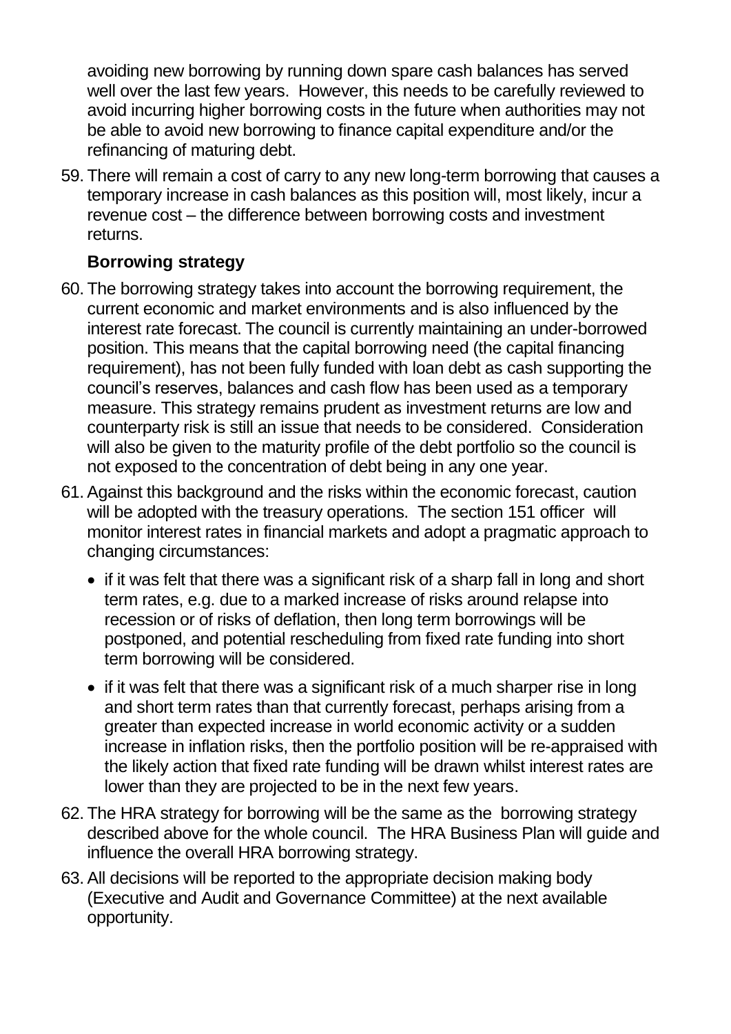avoiding new borrowing by running down spare cash balances has served well over the last few years. However, this needs to be carefully reviewed to avoid incurring higher borrowing costs in the future when authorities may not be able to avoid new borrowing to finance capital expenditure and/or the refinancing of maturing debt.

59. There will remain a cost of carry to any new long-term borrowing that causes a temporary increase in cash balances as this position will, most likely, incur a revenue cost – the difference between borrowing costs and investment returns.

### Borrowing strategy

60. The borrowing strategy takes into account the borrowing requirement, the current economic and market environments and is also influenced by the interest rate forecast. The council is currently maintaining an under-borrowed position. This means that the capital borrowing need (the capital financing requirement), has not been fully funded with loan debt as cash supporting the council's reserves, balances and cash flow has been used as a temporary measure. This strategy remains prudent as investment returns are low and counterparty risk is still an issue that needs to be considered. Consideration will also be given to the maturity profile of the debt portfolio so the council is not exposed to the concentration of debt being in any one year.

61. Against this background and the risks within the economic forecast, caution will be adopted with the treasury operations. The section 151 officer will monitor interest rates in financial markets and adopt a pragmatic approach to changing circumstances:

    - if it was felt that there was a significant risk of a sharp fall in long and short term rates, e.g. due to a marked increase of risks around relapse into recession or of risks of deflation, then long term borrowings will be postponed, and potential rescheduling from fixed rate funding into short term borrowing will be considered.
    - if it was felt that there was a significant risk of a much sharper rise in long and short term rates than that currently forecast, perhaps arising from a greater than expected increase in world economic activity or a sudden increase in inflation risks, then the portfolio position will be re-appraised with the likely action that fixed rate funding will be drawn whilst interest rates are lower than they are projected to be in the next few years.

62. The HRA strategy for borrowing will be the same as the borrowing strategy described above for the whole council. The HRA Business Plan will guide and influence the overall HRA borrowing strategy.

63. All decisions will be reported to the appropriate decision making body (Executive and Audit and Governance Committee) at the next available opportunity.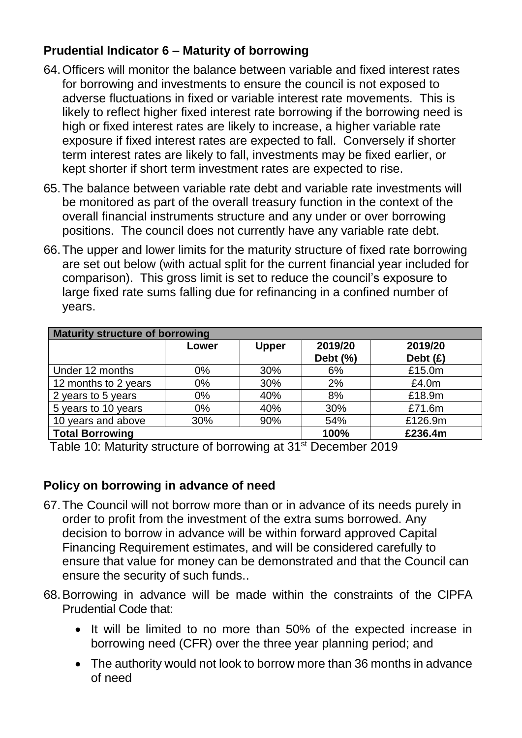## Prudential Indicator 6 – Maturity of borrowing

64. Officers will monitor the balance between variable and fixed interest rates for borrowing and investments to ensure the council is not exposed to adverse fluctuations in fixed or variable interest rate movements. This is likely to reflect higher fixed interest rate borrowing if the borrowing need is high or fixed interest rates are likely to increase, a higher variable rate exposure if fixed interest rates are expected to fall. Conversely if shorter term interest rates are likely to fall, investments may be fixed earlier, or kept shorter if short term investment rates are expected to rise.

65. The balance between variable rate debt and variable rate investments will be monitored as part of the overall treasury function in the context of the overall financial instruments structure and any under or over borrowing positions. The council does not currently have any variable rate debt.

66. The upper and lower limits for the maturity structure of fixed rate borrowing are set out below (with actual split for the current financial year included for comparison). This gross limit is set to reduce the council's exposure to large fixed rate sums falling due for refinancing in a confined number of years.

| Maturity structure of borrowing | | | | |
|---|---|---|---|---|
| | Lower | Upper | 2019/20 Debt (%) | 2019/20 Debt (£) |
| Under 12 months | 0% | 30% | 6% | £15.0m |
| 12 months to 2 years | 0% | 30% | 2% | £4.0m |
| 2 years to 5 years | 0% | 40% | 8% | £18.9m |
| 5 years to 10 years | 0% | 40% | 30% | £71.6m |
| 10 years and above | 30% | 90% | 54% | £126.9m |
| **Total Borrowing** | | | **100%** | **£236.4m** |

Table 10: Maturity structure of borrowing at 31st December 2019

## Policy on borrowing in advance of need

67. The Council will not borrow more than or in advance of its needs purely in order to profit from the investment of the extra sums borrowed. Any decision to borrow in advance will be within forward approved Capital Financing Requirement estimates, and will be considered carefully to ensure that value for money can be demonstrated and that the Council can ensure the security of such funds..

68. Borrowing in advance will be made within the constraints of the CIPFA Prudential Code that:

    - It will be limited to no more than 50% of the expected increase in borrowing need (CFR) over the three year planning period; and
    - The authority would not look to borrow more than 36 months in advance of need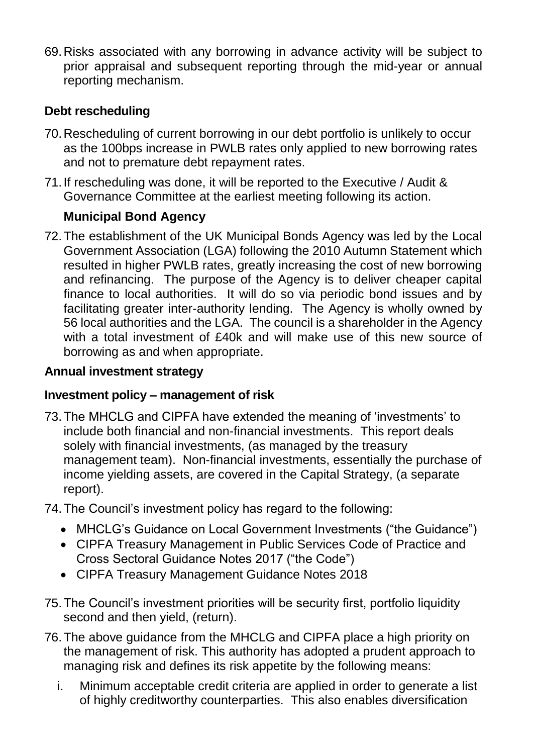69. Risks associated with any borrowing in advance activity will be subject to prior appraisal and subsequent reporting through the mid-year or annual reporting mechanism.

**Debt rescheduling**

70. Rescheduling of current borrowing in our debt portfolio is unlikely to occur as the 100bps increase in PWLB rates only applied to new borrowing rates and not to premature debt repayment rates.

71. If rescheduling was done, it will be reported to the Executive / Audit & Governance Committee at the earliest meeting following its action.

**Municipal Bond Agency**

72. The establishment of the UK Municipal Bonds Agency was led by the Local Government Association (LGA) following the 2010 Autumn Statement which resulted in higher PWLB rates, greatly increasing the cost of new borrowing and refinancing. The purpose of the Agency is to deliver cheaper capital finance to local authorities. It will do so via periodic bond issues and by facilitating greater inter-authority lending. The Agency is wholly owned by 56 local authorities and the LGA. The council is a shareholder in the Agency with a total investment of £40k and will make use of this new source of borrowing as and when appropriate.

**Annual investment strategy**

**Investment policy – management of risk**

73. The MHCLG and CIPFA have extended the meaning of 'investments' to include both financial and non-financial investments. This report deals solely with financial investments, (as managed by the treasury management team). Non-financial investments, essentially the purchase of income yielding assets, are covered in the Capital Strategy, (a separate report).

74. The Council's investment policy has regard to the following:
    - MHCLG's Guidance on Local Government Investments ("the Guidance")
    - CIPFA Treasury Management in Public Services Code of Practice and Cross Sectoral Guidance Notes 2017 ("the Code")
    - CIPFA Treasury Management Guidance Notes 2018

75. The Council's investment priorities will be security first, portfolio liquidity second and then yield, (return).

76. The above guidance from the MHCLG and CIPFA place a high priority on the management of risk. This authority has adopted a prudent approach to managing risk and defines its risk appetite by the following means:
    i. Minimum acceptable credit criteria are applied in order to generate a list of highly creditworthy counterparties. This also enables diversification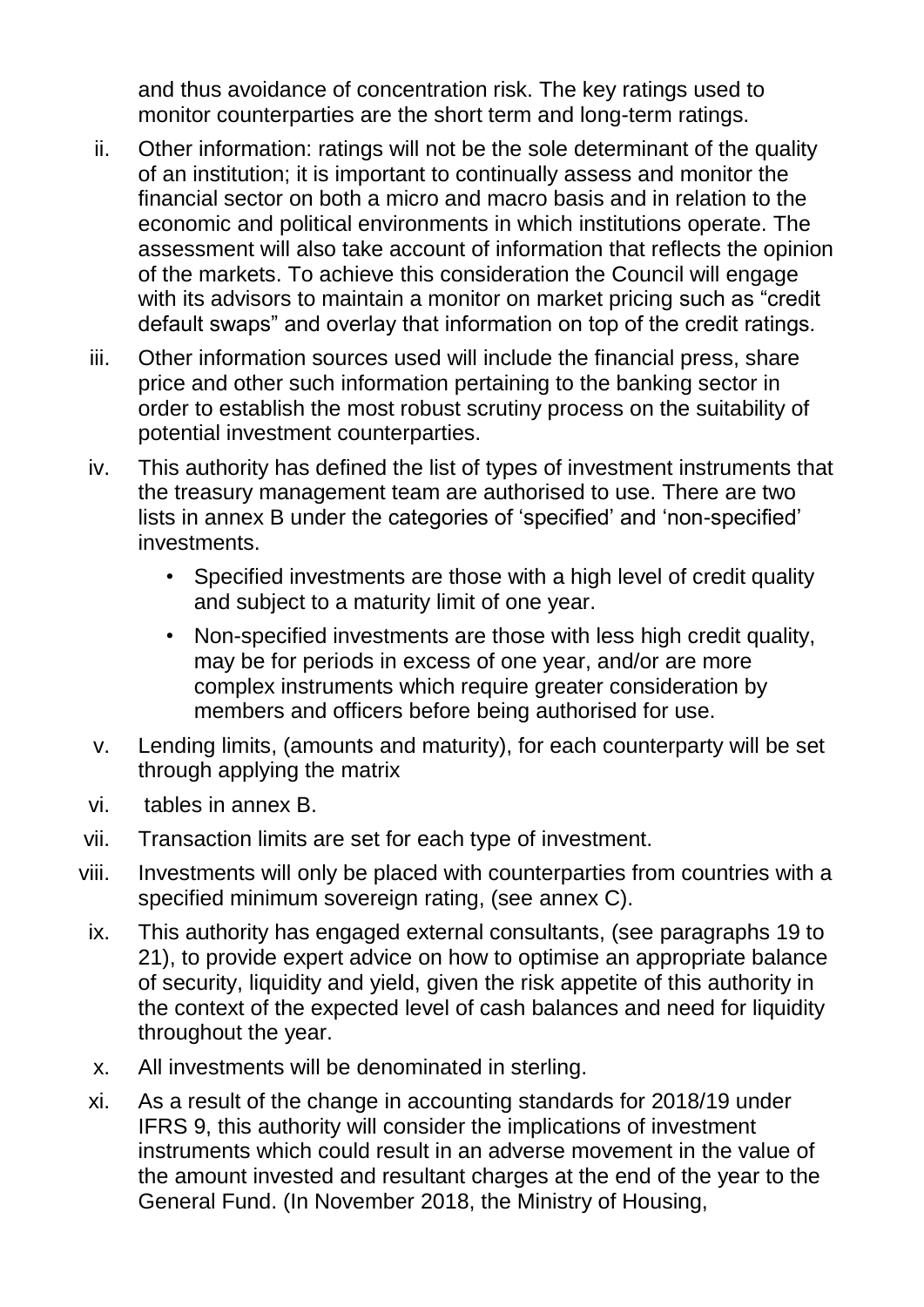and thus avoidance of concentration risk. The key ratings used to monitor counterparties are the short term and long-term ratings.

ii. Other information: ratings will not be the sole determinant of the quality of an institution; it is important to continually assess and monitor the financial sector on both a micro and macro basis and in relation to the economic and political environments in which institutions operate. The assessment will also take account of information that reflects the opinion of the markets. To achieve this consideration the Council will engage with its advisors to maintain a monitor on market pricing such as "credit default swaps" and overlay that information on top of the credit ratings.

iii. Other information sources used will include the financial press, share price and other such information pertaining to the banking sector in order to establish the most robust scrutiny process on the suitability of potential investment counterparties.

iv. This authority has defined the list of types of investment instruments that the treasury management team are authorised to use. There are two lists in annex B under the categories of 'specified' and 'non-specified' investments.
   - Specified investments are those with a high level of credit quality and subject to a maturity limit of one year.
   - Non-specified investments are those with less high credit quality, may be for periods in excess of one year, and/or are more complex instruments which require greater consideration by members and officers before being authorised for use.

v. Lending limits, (amounts and maturity), for each counterparty will be set through applying the matrix

vi. tables in annex B.

vii. Transaction limits are set for each type of investment.

viii. Investments will only be placed with counterparties from countries with a specified minimum sovereign rating, (see annex C).

ix. This authority has engaged external consultants, (see paragraphs 19 to 21), to provide expert advice on how to optimise an appropriate balance of security, liquidity and yield, given the risk appetite of this authority in the context of the expected level of cash balances and need for liquidity throughout the year.

x. All investments will be denominated in sterling.

xi. As a result of the change in accounting standards for 2018/19 under IFRS 9, this authority will consider the implications of investment instruments which could result in an adverse movement in the value of the amount invested and resultant charges at the end of the year to the General Fund. (In November 2018, the Ministry of Housing,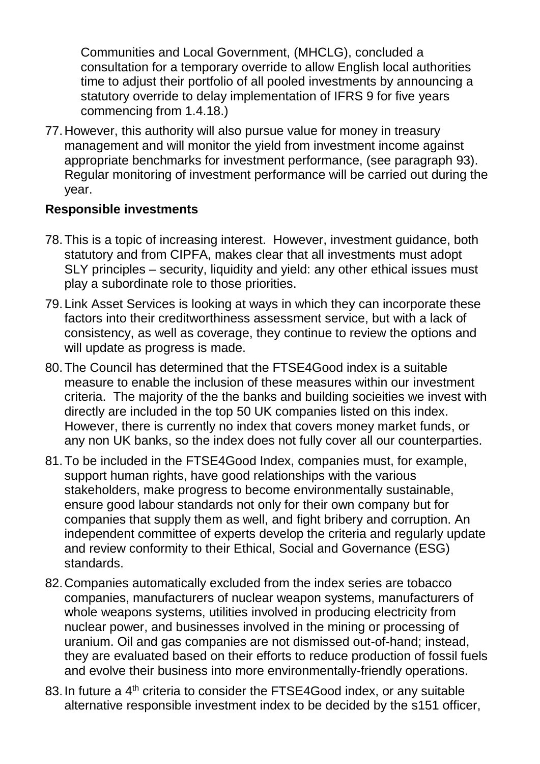Communities and Local Government, (MHCLG), concluded a consultation for a temporary override to allow English local authorities time to adjust their portfolio of all pooled investments by announcing a statutory override to delay implementation of IFRS 9 for five years commencing from 1.4.18.)

77. However, this authority will also pursue value for money in treasury management and will monitor the yield from investment income against appropriate benchmarks for investment performance, (see paragraph 93). Regular monitoring of investment performance will be carried out during the year.

**Responsible investments**

78. This is a topic of increasing interest. However, investment guidance, both statutory and from CIPFA, makes clear that all investments must adopt SLY principles – security, liquidity and yield: any other ethical issues must play a subordinate role to those priorities.

79. Link Asset Services is looking at ways in which they can incorporate these factors into their creditworthiness assessment service, but with a lack of consistency, as well as coverage, they continue to review the options and will update as progress is made.

80. The Council has determined that the FTSE4Good index is a suitable measure to enable the inclusion of these measures within our investment criteria. The majority of the the banks and building socieities we invest with directly are included in the top 50 UK companies listed on this index. However, there is currently no index that covers money market funds, or any non UK banks, so the index does not fully cover all our counterparties.

81. To be included in the FTSE4Good Index, companies must, for example, support human rights, have good relationships with the various stakeholders, make progress to become environmentally sustainable, ensure good labour standards not only for their own company but for companies that supply them as well, and fight bribery and corruption. An independent committee of experts develop the criteria and regularly update and review conformity to their Ethical, Social and Governance (ESG) standards.

82. Companies automatically excluded from the index series are tobacco companies, manufacturers of nuclear weapon systems, manufacturers of whole weapons systems, utilities involved in producing electricity from nuclear power, and businesses involved in the mining or processing of uranium. Oil and gas companies are not dismissed out-of-hand; instead, they are evaluated based on their efforts to reduce production of fossil fuels and evolve their business into more environmentally-friendly operations.

83. In future a 4th criteria to consider the FTSE4Good index, or any suitable alternative responsible investment index to be decided by the s151 officer,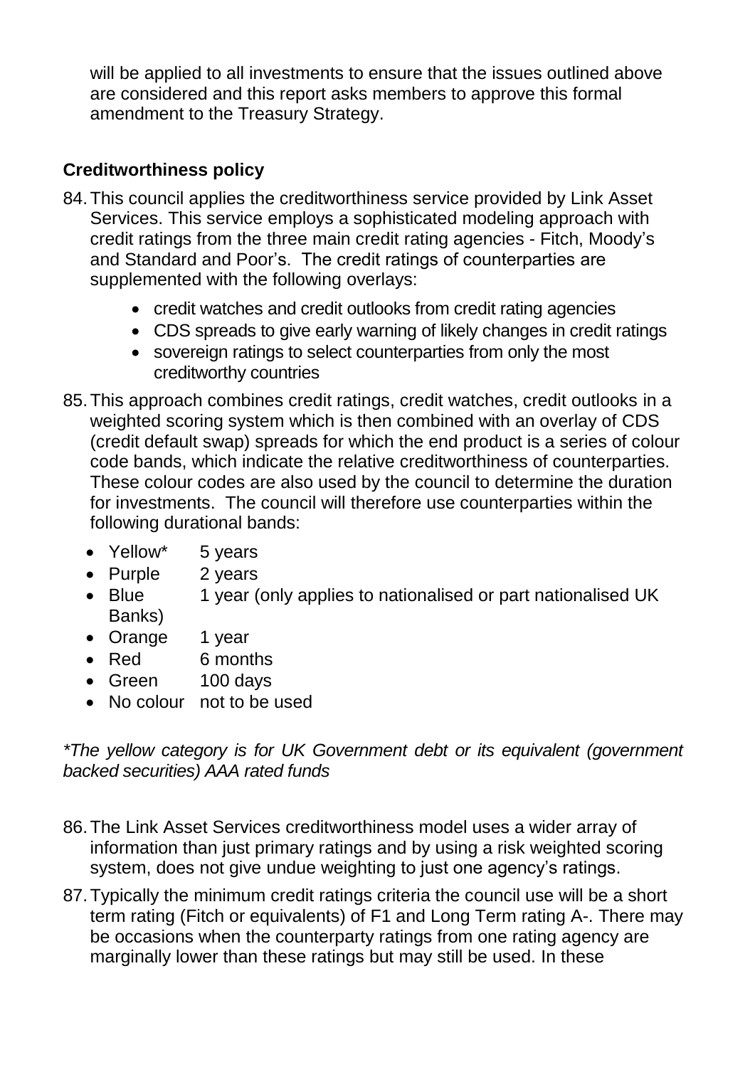will be applied to all investments to ensure that the issues outlined above are considered and this report asks members to approve this formal amendment to the Treasury Strategy.

**Creditworthiness policy**

84. This council applies the creditworthiness service provided by Link Asset Services. This service employs a sophisticated modeling approach with credit ratings from the three main credit rating agencies - Fitch, Moody's and Standard and Poor's. The credit ratings of counterparties are supplemented with the following overlays:
    - credit watches and credit outlooks from credit rating agencies
    - CDS spreads to give early warning of likely changes in credit ratings
    - sovereign ratings to select counterparties from only the most creditworthy countries

85. This approach combines credit ratings, credit watches, credit outlooks in a weighted scoring system which is then combined with an overlay of CDS (credit default swap) spreads for which the end product is a series of colour code bands, which indicate the relative creditworthiness of counterparties. These colour codes are also used by the council to determine the duration for investments. The council will therefore use counterparties within the following durational bands:
    - Yellow* 5 years
    - Purple 2 years
    - Blue 1 year (only applies to nationalised or part nationalised UK Banks)
    - Orange 1 year
    - Red 6 months
    - Green 100 days
    - No colour not to be used

*\*The yellow category is for UK Government debt or its equivalent (government backed securities) AAA rated funds*

86. The Link Asset Services creditworthiness model uses a wider array of information than just primary ratings and by using a risk weighted scoring system, does not give undue weighting to just one agency's ratings.

87. Typically the minimum credit ratings criteria the council use will be a short term rating (Fitch or equivalents) of F1 and Long Term rating A-. There may be occasions when the counterparty ratings from one rating agency are marginally lower than these ratings but may still be used. In these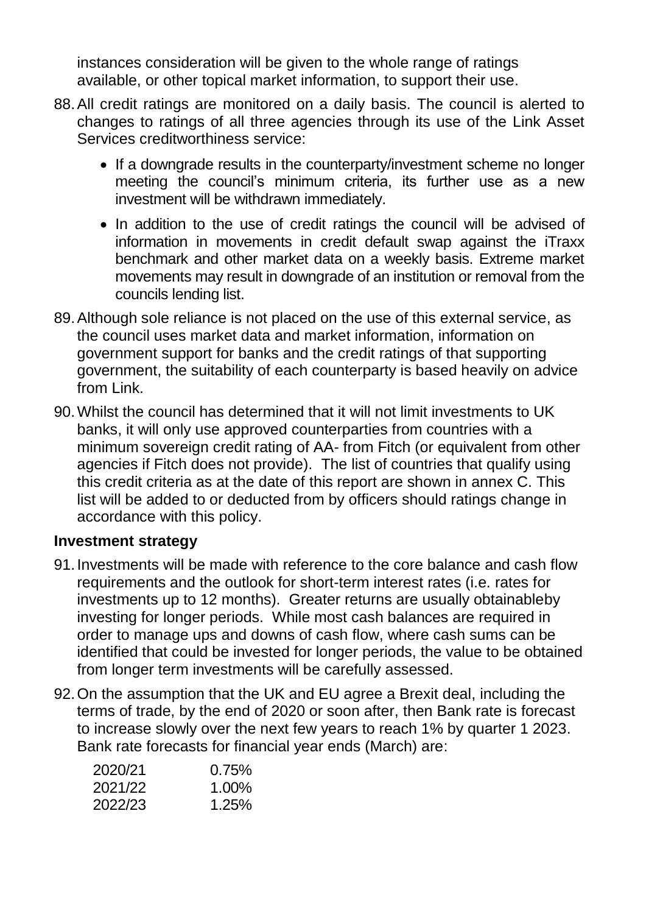instances consideration will be given to the whole range of ratings available, or other topical market information, to support their use.

88. All credit ratings are monitored on a daily basis. The council is alerted to changes to ratings of all three agencies through its use of the Link Asset Services creditworthiness service:

    - If a downgrade results in the counterparty/investment scheme no longer meeting the council's minimum criteria, its further use as a new investment will be withdrawn immediately.
    - In addition to the use of credit ratings the council will be advised of information in movements in credit default swap against the iTraxx benchmark and other market data on a weekly basis. Extreme market movements may result in downgrade of an institution or removal from the councils lending list.

89. Although sole reliance is not placed on the use of this external service, as the council uses market data and market information, information on government support for banks and the credit ratings of that supporting government, the suitability of each counterparty is based heavily on advice from Link.

90. Whilst the council has determined that it will not limit investments to UK banks, it will only use approved counterparties from countries with a minimum sovereign credit rating of AA- from Fitch (or equivalent from other agencies if Fitch does not provide). The list of countries that qualify using this credit criteria as at the date of this report are shown in annex C. This list will be added to or deducted from by officers should ratings change in accordance with this policy.

## Investment strategy

91. Investments will be made with reference to the core balance and cash flow requirements and the outlook for short-term interest rates (i.e. rates for investments up to 12 months). Greater returns are usually obtainableby investing for longer periods. While most cash balances are required in order to manage ups and downs of cash flow, where cash sums can be identified that could be invested for longer periods, the value to be obtained from longer term investments will be carefully assessed.

92. On the assumption that the UK and EU agree a Brexit deal, including the terms of trade, by the end of 2020 or soon after, then Bank rate is forecast to increase slowly over the next few years to reach 1% by quarter 1 2023. Bank rate forecasts for financial year ends (March) are:

| | |
|---|---|
| 2020/21 | 0.75% |
| 2021/22 | 1.00% |
| 2022/23 | 1.25% |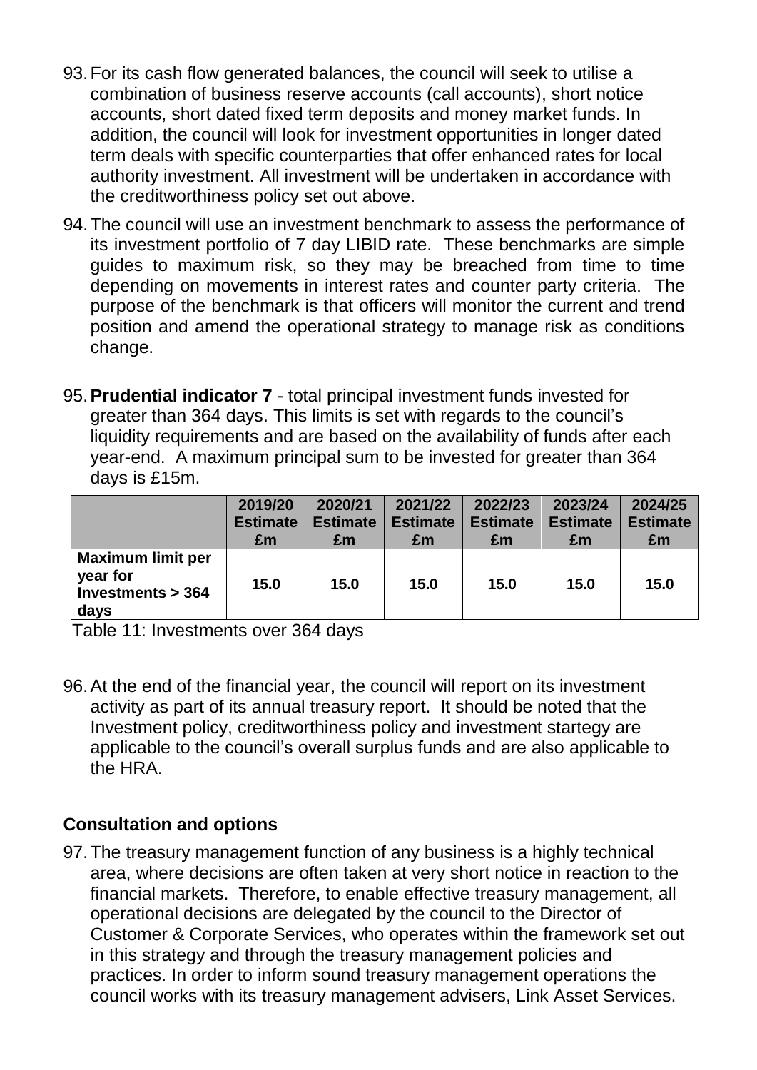93. For its cash flow generated balances, the council will seek to utilise a combination of business reserve accounts (call accounts), short notice accounts, short dated fixed term deposits and money market funds. In addition, the council will look for investment opportunities in longer dated term deals with specific counterparties that offer enhanced rates for local authority investment. All investment will be undertaken in accordance with the creditworthiness policy set out above.

94. The council will use an investment benchmark to assess the performance of its investment portfolio of 7 day LIBID rate. These benchmarks are simple guides to maximum risk, so they may be breached from time to time depending on movements in interest rates and counter party criteria. The purpose of the benchmark is that officers will monitor the current and trend position and amend the operational strategy to manage risk as conditions change.

95. **Prudential indicator 7** - total principal investment funds invested for greater than 364 days. This limits is set with regards to the council's liquidity requirements and are based on the availability of funds after each year-end. A maximum principal sum to be invested for greater than 364 days is £15m.

| | 2019/20 Estimate £m | 2020/21 Estimate £m | 2021/22 Estimate £m | 2022/23 Estimate £m | 2023/24 Estimate £m | 2024/25 Estimate £m |
|---|---|---|---|---|---|---|
| **Maximum limit per year for Investments > 364 days** | 15.0 | 15.0 | 15.0 | 15.0 | 15.0 | 15.0 |

Table 11: Investments over 364 days

96. At the end of the financial year, the council will report on its investment activity as part of its annual treasury report. It should be noted that the Investment policy, creditworthiness policy and investment startegy are applicable to the council's overall surplus funds and are also applicable to the HRA.

## Consultation and options

97. The treasury management function of any business is a highly technical area, where decisions are often taken at very short notice in reaction to the financial markets. Therefore, to enable effective treasury management, all operational decisions are delegated by the council to the Director of Customer & Corporate Services, who operates within the framework set out in this strategy and through the treasury management policies and practices. In order to inform sound treasury management operations the council works with its treasury management advisers, Link Asset Services.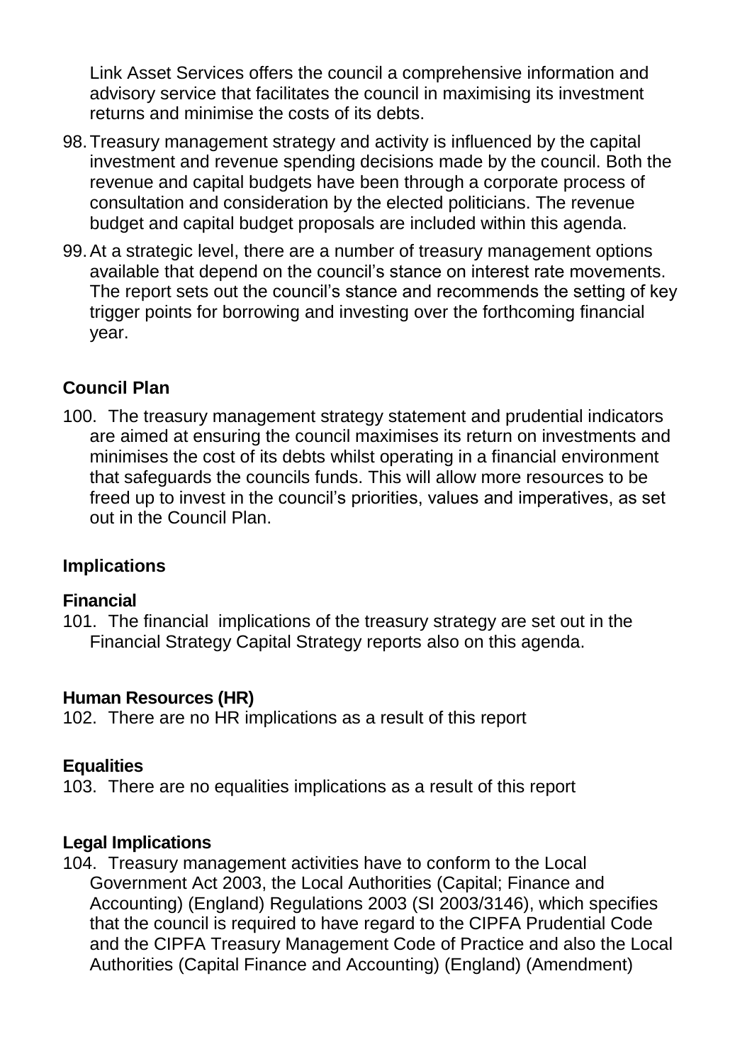Link Asset Services offers the council a comprehensive information and advisory service that facilitates the council in maximising its investment returns and minimise the costs of its debts.

98. Treasury management strategy and activity is influenced by the capital investment and revenue spending decisions made by the council. Both the revenue and capital budgets have been through a corporate process of consultation and consideration by the elected politicians. The revenue budget and capital budget proposals are included within this agenda.

99. At a strategic level, there are a number of treasury management options available that depend on the council's stance on interest rate movements. The report sets out the council's stance and recommends the setting of key trigger points for borrowing and investing over the forthcoming financial year.

## Council Plan

100. The treasury management strategy statement and prudential indicators are aimed at ensuring the council maximises its return on investments and minimises the cost of its debts whilst operating in a financial environment that safeguards the councils funds. This will allow more resources to be freed up to invest in the council's priorities, values and imperatives, as set out in the Council Plan.

## Implications

### Financial

101. The financial implications of the treasury strategy are set out in the Financial Strategy Capital Strategy reports also on this agenda.

### Human Resources (HR)

102. There are no HR implications as a result of this report

### Equalities

103. There are no equalities implications as a result of this report

### Legal Implications

104. Treasury management activities have to conform to the Local Government Act 2003, the Local Authorities (Capital; Finance and Accounting) (England) Regulations 2003 (SI 2003/3146), which specifies that the council is required to have regard to the CIPFA Prudential Code and the CIPFA Treasury Management Code of Practice and also the Local Authorities (Capital Finance and Accounting) (England) (Amendment)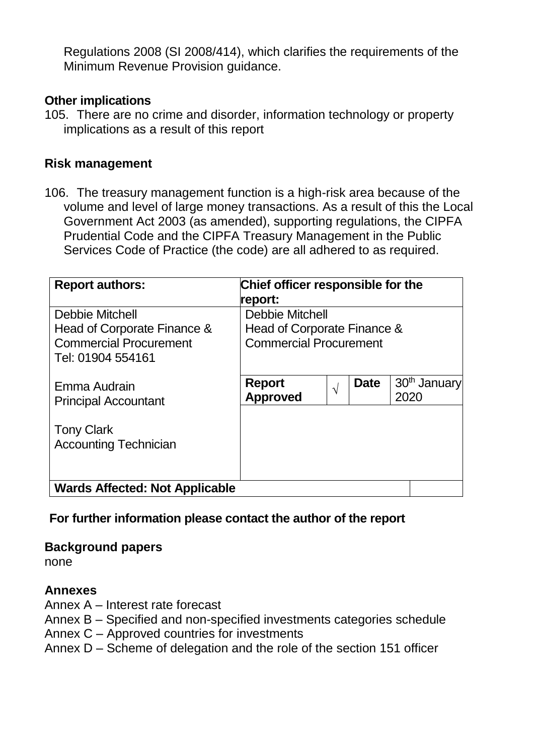Regulations 2008 (SI 2008/414), which clarifies the requirements of the Minimum Revenue Provision guidance.

**Other implications**

105. There are no crime and disorder, information technology or property implications as a result of this report

**Risk management**

106. The treasury management function is a high-risk area because of the volume and level of large money transactions. As a result of this the Local Government Act 2003 (as amended), supporting regulations, the CIPFA Prudential Code and the CIPFA Treasury Management in the Public Services Code of Practice (the code) are all adhered to as required.

| **Report authors:** | **Chief officer responsible for the report:** | | | |
|---|---|---|---|---|
| Debbie Mitchell<br>Head of Corporate Finance & Commercial Procurement<br>Tel: 01904 554161 | Debbie Mitchell<br>Head of Corporate Finance & Commercial Procurement | | | |
| Emma Audrain<br>Principal Accountant<br><br>Tony Clark<br>Accounting Technician | **Report Approved** | √ | **Date** | 30th January 2020 |
| **Wards Affected: Not Applicable** | | | | |

**For further information please contact the author of the report**

**Background papers**

none

**Annexes**

Annex A – Interest rate forecast
Annex B – Specified and non-specified investments categories schedule
Annex C – Approved countries for investments
Annex D – Scheme of delegation and the role of the section 151 officer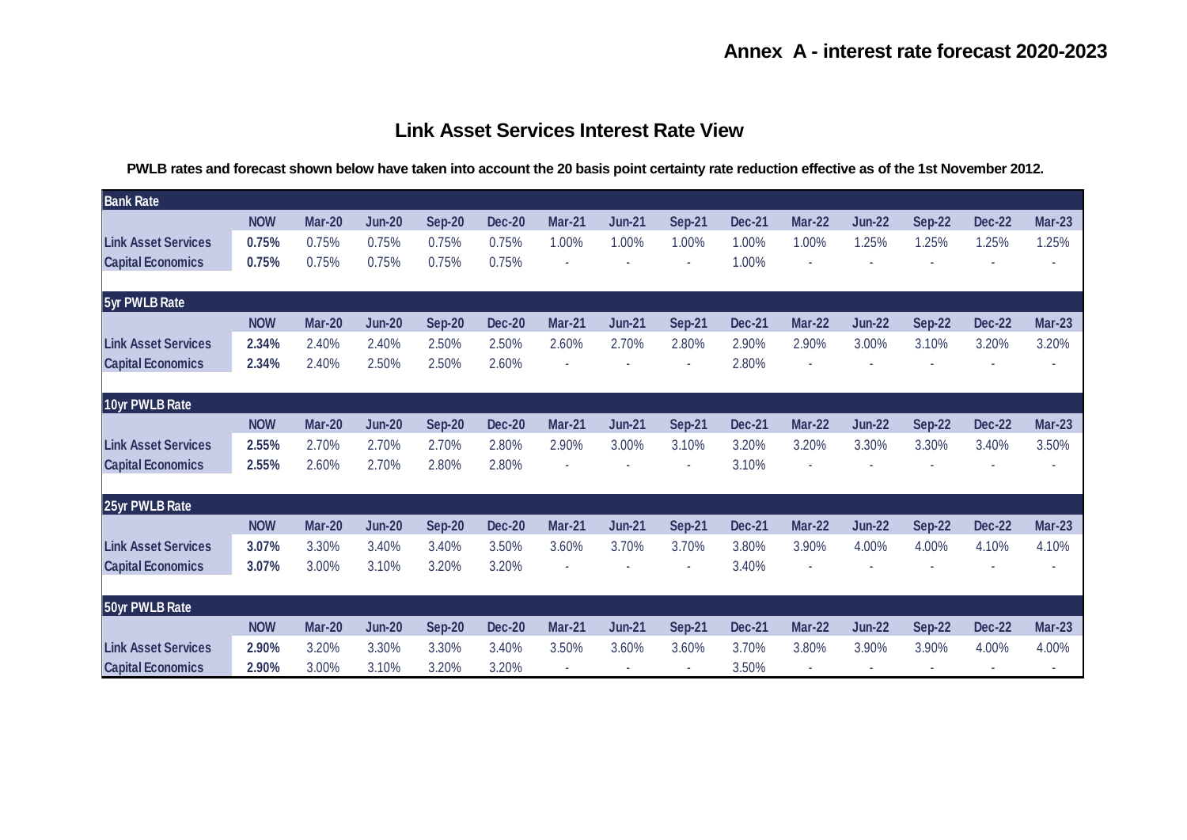## Annex A - interest rate forecast 2020-2023

### Link Asset Services Interest Rate View

**PWLB rates and forecast shown below have taken into account the 20 basis point certainty rate reduction effective as of the 1st November 2012.**

| Bank Rate | | | | | | | | | | | | | | |
|---|---|---|---|---|---|---|---|---|---|---|---|---|---|---|
| | **NOW** | **Mar-20** | **Jun-20** | **Sep-20** | **Dec-20** | **Mar-21** | **Jun-21** | **Sep-21** | **Dec-21** | **Mar-22** | **Jun-22** | **Sep-22** | **Dec-22** | **Mar-23** |
| **Link Asset Services** | **0.75%** | 0.75% | 0.75% | 0.75% | 0.75% | 1.00% | 1.00% | 1.00% | 1.00% | 1.00% | 1.25% | 1.25% | 1.25% | 1.25% |
| **Capital Economics** | **0.75%** | 0.75% | 0.75% | 0.75% | 0.75% | - | - | - | 1.00% | - | - | - | - | - |
| **5yr PWLB Rate** | | | | | | | | | | | | | | |
| | **NOW** | **Mar-20** | **Jun-20** | **Sep-20** | **Dec-20** | **Mar-21** | **Jun-21** | **Sep-21** | **Dec-21** | **Mar-22** | **Jun-22** | **Sep-22** | **Dec-22** | **Mar-23** |
| **Link Asset Services** | **2.34%** | 2.40% | 2.40% | 2.50% | 2.50% | 2.60% | 2.70% | 2.80% | 2.90% | 2.90% | 3.00% | 3.10% | 3.20% | 3.20% |
| **Capital Economics** | **2.34%** | 2.40% | 2.50% | 2.50% | 2.60% | - | - | - | 2.80% | - | - | - | - | - |
| **10yr PWLB Rate** | | | | | | | | | | | | | | |
| | **NOW** | **Mar-20** | **Jun-20** | **Sep-20** | **Dec-20** | **Mar-21** | **Jun-21** | **Sep-21** | **Dec-21** | **Mar-22** | **Jun-22** | **Sep-22** | **Dec-22** | **Mar-23** |
| **Link Asset Services** | **2.55%** | 2.70% | 2.70% | 2.70% | 2.80% | 2.90% | 3.00% | 3.10% | 3.20% | 3.20% | 3.30% | 3.30% | 3.40% | 3.50% |
| **Capital Economics** | **2.55%** | 2.60% | 2.70% | 2.80% | 2.80% | - | - | - | 3.10% | - | - | - | - | - |
| **25yr PWLB Rate** | | | | | | | | | | | | | | |
| | **NOW** | **Mar-20** | **Jun-20** | **Sep-20** | **Dec-20** | **Mar-21** | **Jun-21** | **Sep-21** | **Dec-21** | **Mar-22** | **Jun-22** | **Sep-22** | **Dec-22** | **Mar-23** |
| **Link Asset Services** | **3.07%** | 3.30% | 3.40% | 3.40% | 3.50% | 3.60% | 3.70% | 3.70% | 3.80% | 3.90% | 4.00% | 4.00% | 4.10% | 4.10% |
| **Capital Economics** | **3.07%** | 3.00% | 3.10% | 3.20% | 3.20% | - | - | - | 3.40% | - | - | - | - | - |
| **50yr PWLB Rate** | | | | | | | | | | | | | | |
| | **NOW** | **Mar-20** | **Jun-20** | **Sep-20** | **Dec-20** | **Mar-21** | **Jun-21** | **Sep-21** | **Dec-21** | **Mar-22** | **Jun-22** | **Sep-22** | **Dec-22** | **Mar-23** |
| **Link Asset Services** | **2.90%** | 3.20% | 3.30% | 3.30% | 3.40% | 3.50% | 3.60% | 3.60% | 3.70% | 3.80% | 3.90% | 3.90% | 4.00% | 4.00% |
| **Capital Economics** | **2.90%** | 3.00% | 3.10% | 3.20% | 3.20% | - | - | - | 3.50% | - | - | - | - | - |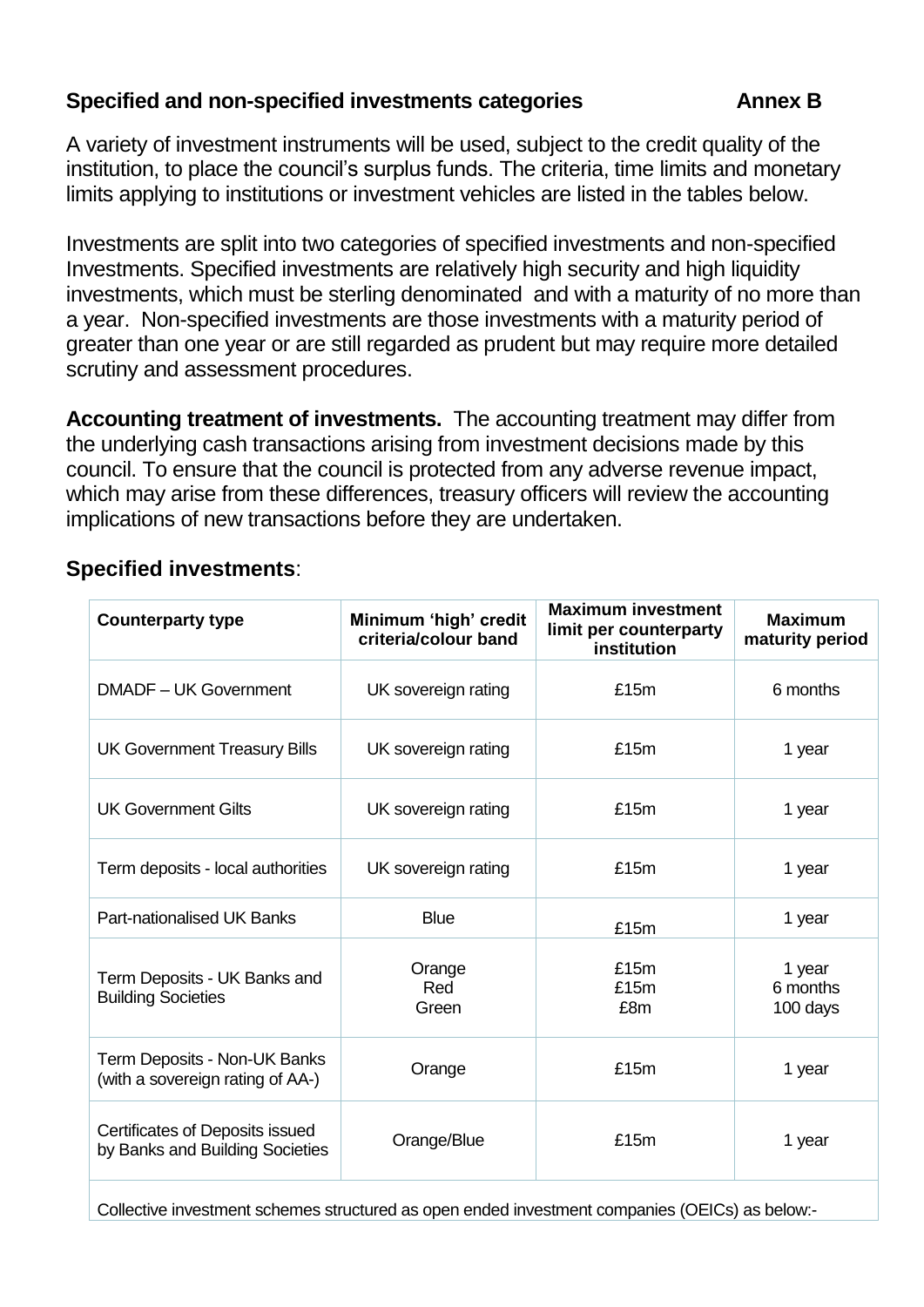## Specified and non-specified investments categories **Annex B**

A variety of investment instruments will be used, subject to the credit quality of the institution, to place the council's surplus funds. The criteria, time limits and monetary limits applying to institutions or investment vehicles are listed in the tables below.

Investments are split into two categories of specified investments and non-specified Investments. Specified investments are relatively high security and high liquidity investments, which must be sterling denominated and with a maturity of no more than a year. Non-specified investments are those investments with a maturity period of greater than one year or are still regarded as prudent but may require more detailed scrutiny and assessment procedures.

**Accounting treatment of investments.** The accounting treatment may differ from the underlying cash transactions arising from investment decisions made by this council. To ensure that the council is protected from any adverse revenue impact, which may arise from these differences, treasury officers will review the accounting implications of new transactions before they are undertaken.

### Specified investments:

| Counterparty type | Minimum 'high' credit criteria/colour band | Maximum investment limit per counterparty institution | Maximum maturity period |
|---|---|---|---|
| DMADF – UK Government | UK sovereign rating | £15m | 6 months |
| UK Government Treasury Bills | UK sovereign rating | £15m | 1 year |
| UK Government Gilts | UK sovereign rating | £15m | 1 year |
| Term deposits - local authorities | UK sovereign rating | £15m | 1 year |
| Part-nationalised UK Banks | Blue | £15m | 1 year |
| Term Deposits - UK Banks and Building Societies | Orange<br>Red<br>Green | £15m<br>£15m<br>£8m | 1 year<br>6 months<br>100 days |
| Term Deposits - Non-UK Banks (with a sovereign rating of AA-) | Orange | £15m | 1 year |
| Certificates of Deposits issued by Banks and Building Societies | Orange/Blue | £15m | 1 year |
| Collective investment schemes structured as open ended investment companies (OEICs) as below:- | | | |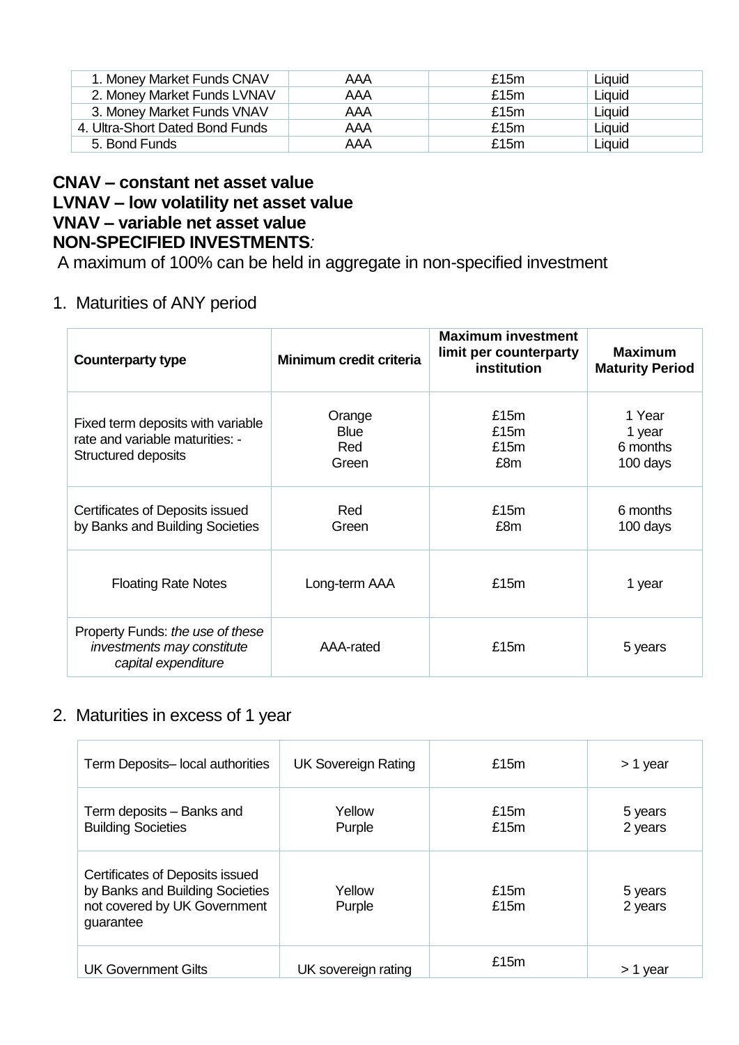| 1. Money Market Funds CNAV | AAA | £15m | Liquid |
|---|---|---|---|
| 2. Money Market Funds LVNAV | AAA | £15m | Liquid |
| 3. Money Market Funds VNAV | AAA | £15m | Liquid |
| 4. Ultra-Short Dated Bond Funds | AAA | £15m | Liquid |
| 5. Bond Funds | AAA | £15m | Liquid |

**CNAV – constant net asset value**
**LVNAV – low volatility net asset value**
**VNAV – variable net asset value**
**NON-SPECIFIED INVESTMENTS***:*

A maximum of 100% can be held in aggregate in non-specified investment

1. Maturities of ANY period

| Counterparty type | Minimum credit criteria | Maximum investment limit per counterparty institution | Maximum Maturity Period |
|---|---|---|---|
| Fixed term deposits with variable rate and variable maturities: - Structured deposits | Orange<br>Blue<br>Red<br>Green | £15m<br>£15m<br>£15m<br>£8m | 1 Year<br>1 year<br>6 months<br>100 days |
| Certificates of Deposits issued by Banks and Building Societies | Red<br>Green | £15m<br>£8m | 6 months<br>100 days |
| Floating Rate Notes | Long-term AAA | £15m | 1 year |
| Property Funds: *the use of these investments may constitute capital expenditure* | AAA-rated | £15m | 5 years |

2. Maturities in excess of 1 year

| | | | |
|---|---|---|---|
| Term Deposits– local authorities | UK Sovereign Rating | £15m | > 1 year |
| Term deposits – Banks and Building Societies | Yellow<br>Purple | £15m<br>£15m | 5 years<br>2 years |
| Certificates of Deposits issued by Banks and Building Societies not covered by UK Government guarantee | Yellow<br>Purple | £15m<br>£15m | 5 years<br>2 years |
| UK Government Gilts | UK sovereign rating | £15m | > 1 year |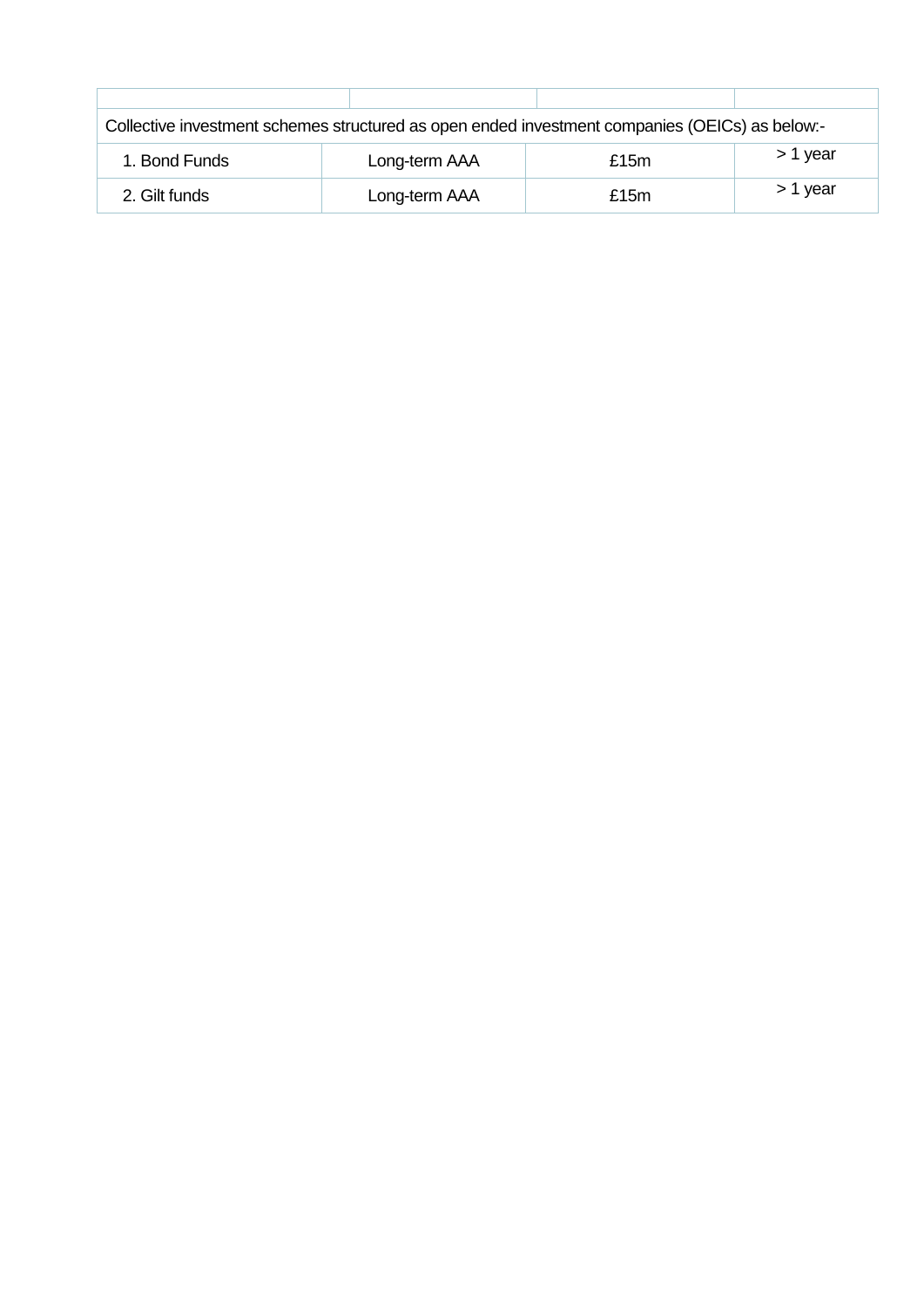| | | | |
|---|---|---|---|
| Collective investment schemes structured as open ended investment companies (OEICs) as below:- | | | |
| 1. Bond Funds | Long-term AAA | £15m | > 1 year |
| 2. Gilt funds | Long-term AAA | £15m | > 1 year |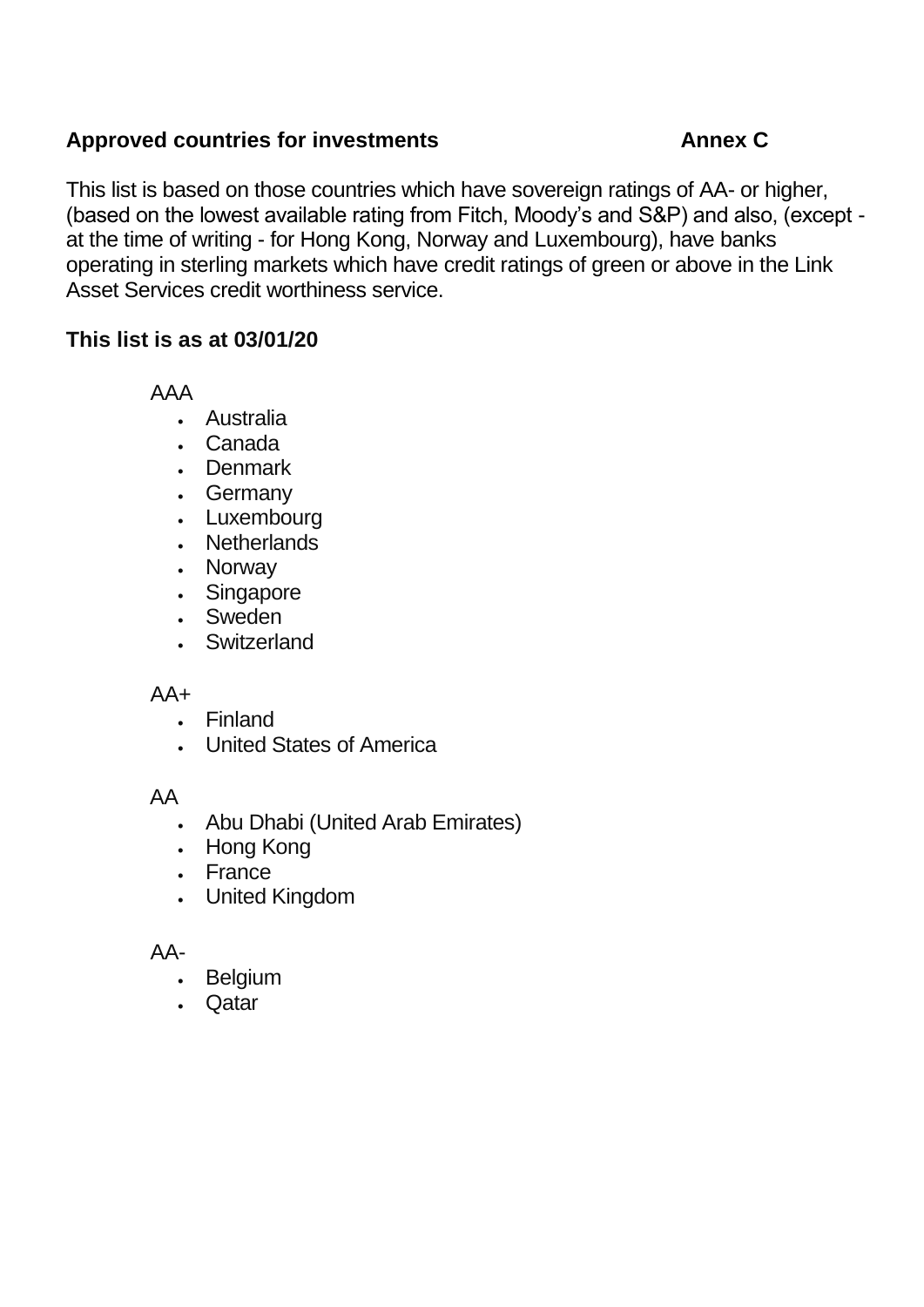**Approved countries for investments Annex C**

This list is based on those countries which have sovereign ratings of AA- or higher, (based on the lowest available rating from Fitch, Moody's and S&P) and also, (except - at the time of writing - for Hong Kong, Norway and Luxembourg), have banks operating in sterling markets which have credit ratings of green or above in the Link Asset Services credit worthiness service.

**This list is as at 03/01/20**

AAA

- Australia
- Canada
- Denmark
- Germany
- Luxembourg
- Netherlands
- Norway
- Singapore
- Sweden
- Switzerland

AA+

- Finland
- United States of America

AA

- Abu Dhabi (United Arab Emirates)
- Hong Kong
- France
- United Kingdom

AA-

- Belgium
- Qatar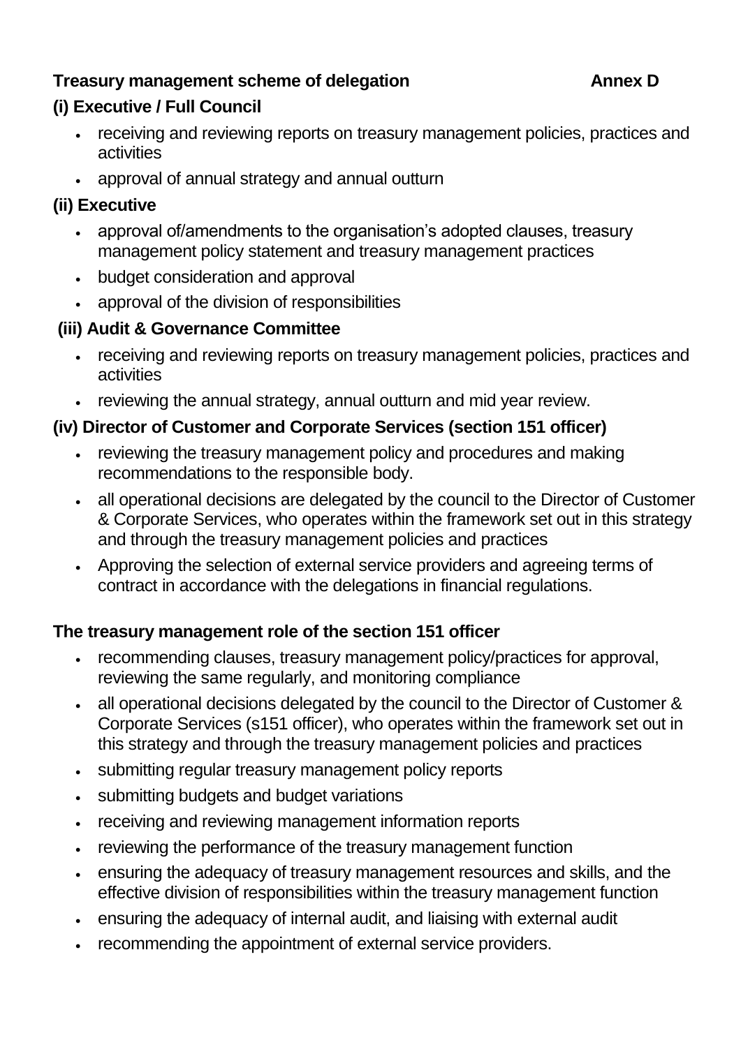## Treasury management scheme of delegation — Annex D

### (i) Executive / Full Council

- receiving and reviewing reports on treasury management policies, practices and activities
- approval of annual strategy and annual outturn

### (ii) Executive

- approval of/amendments to the organisation's adopted clauses, treasury management policy statement and treasury management practices
- budget consideration and approval
- approval of the division of responsibilities

### (iii) Audit & Governance Committee

- receiving and reviewing reports on treasury management policies, practices and activities
- reviewing the annual strategy, annual outturn and mid year review.

### (iv) Director of Customer and Corporate Services (section 151 officer)

- reviewing the treasury management policy and procedures and making recommendations to the responsible body.
- all operational decisions are delegated by the council to the Director of Customer & Corporate Services, who operates within the framework set out in this strategy and through the treasury management policies and practices
- Approving the selection of external service providers and agreeing terms of contract in accordance with the delegations in financial regulations.

### The treasury management role of the section 151 officer

- recommending clauses, treasury management policy/practices for approval, reviewing the same regularly, and monitoring compliance
- all operational decisions delegated by the council to the Director of Customer & Corporate Services (s151 officer), who operates within the framework set out in this strategy and through the treasury management policies and practices
- submitting regular treasury management policy reports
- submitting budgets and budget variations
- receiving and reviewing management information reports
- reviewing the performance of the treasury management function
- ensuring the adequacy of treasury management resources and skills, and the effective division of responsibilities within the treasury management function
- ensuring the adequacy of internal audit, and liaising with external audit
- recommending the appointment of external service providers.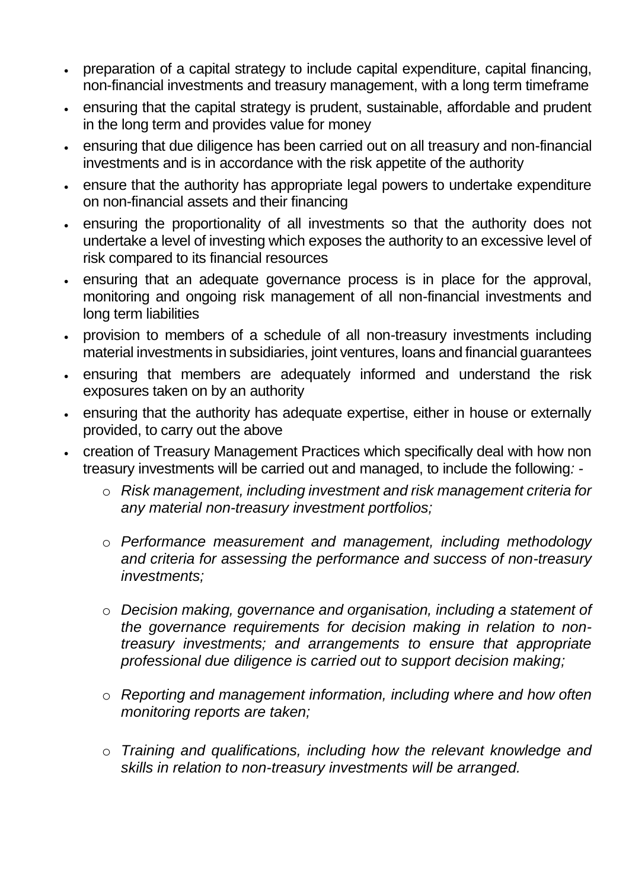- preparation of a capital strategy to include capital expenditure, capital financing, non-financial investments and treasury management, with a long term timeframe
- ensuring that the capital strategy is prudent, sustainable, affordable and prudent in the long term and provides value for money
- ensuring that due diligence has been carried out on all treasury and non-financial investments and is in accordance with the risk appetite of the authority
- ensure that the authority has appropriate legal powers to undertake expenditure on non-financial assets and their financing
- ensuring the proportionality of all investments so that the authority does not undertake a level of investing which exposes the authority to an excessive level of risk compared to its financial resources
- ensuring that an adequate governance process is in place for the approval, monitoring and ongoing risk management of all non-financial investments and long term liabilities
- provision to members of a schedule of all non-treasury investments including material investments in subsidiaries, joint ventures, loans and financial guarantees
- ensuring that members are adequately informed and understand the risk exposures taken on by an authority
- ensuring that the authority has adequate expertise, either in house or externally provided, to carry out the above
- creation of Treasury Management Practices which specifically deal with how non treasury investments will be carried out and managed, to include the following*:* -
    - *Risk management, including investment and risk management criteria for any material non-treasury investment portfolios;*
    - *Performance measurement and management, including methodology and criteria for assessing the performance and success of non-treasury investments;*
    - *Decision making, governance and organisation, including a statement of the governance requirements for decision making in relation to non-treasury investments; and arrangements to ensure that appropriate professional due diligence is carried out to support decision making;*
    - *Reporting and management information, including where and how often monitoring reports are taken;*
    - *Training and qualifications, including how the relevant knowledge and skills in relation to non-treasury investments will be arranged.*